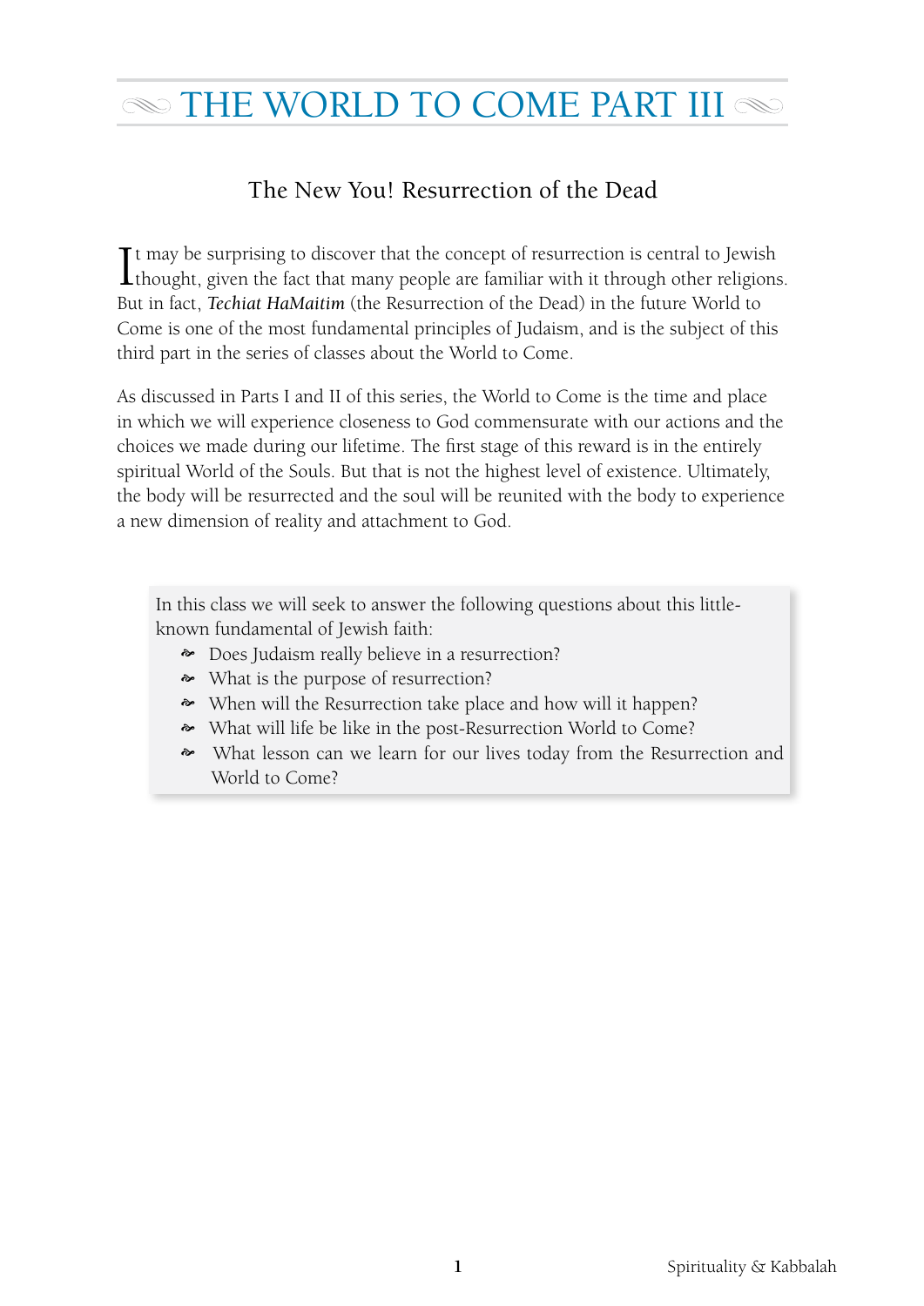# THE WORLD TO COME PART III

## The New You! Resurrection of the Dead

It may be surprising to discover that the concept of resurrection is central to Jewish thought, given the fact that many people are familiar with it through other religions. But in fact, ***Techiat HaMaitim*** (the Resurrection of the Dead) in the future World to Come is one of the most fundamental principles of Judaism, and is the subject of this third part in the series of classes about the World to Come.

As discussed in Parts I and II of this series, the World to Come is the time and place in which we will experience closeness to God commensurate with our actions and the choices we made during our lifetime. The first stage of this reward is in the entirely spiritual World of the Souls. But that is not the highest level of existence. Ultimately, the body will be resurrected and the soul will be reunited with the body to experience a new dimension of reality and attachment to God.

> In this class we will seek to answer the following questions about this little-known fundamental of Jewish faith:
>
> - Does Judaism really believe in a resurrection?
> - What is the purpose of resurrection?
> - When will the Resurrection take place and how will it happen?
> - What will life be like in the post-Resurrection World to Come?
> - What lesson can we learn for our lives today from the Resurrection and World to Come?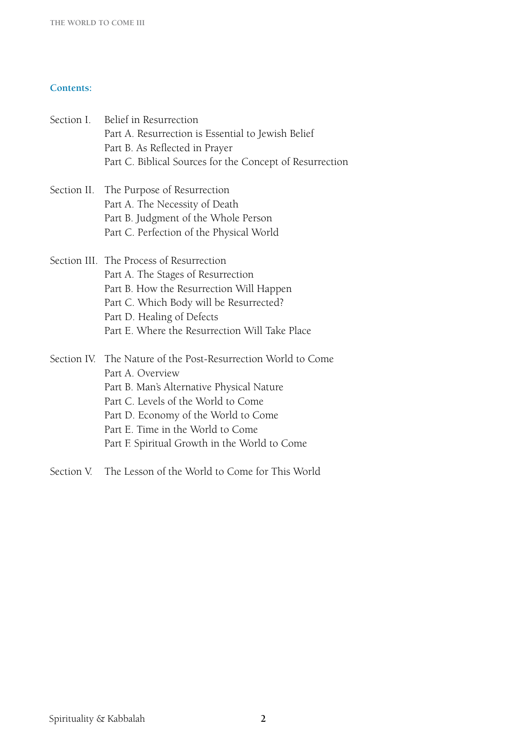**Contents:**

Section I. Belief in Resurrection
- Part A. Resurrection is Essential to Jewish Belief
- Part B. As Reflected in Prayer
- Part C. Biblical Sources for the Concept of Resurrection

Section II. The Purpose of Resurrection
- Part A. The Necessity of Death
- Part B. Judgment of the Whole Person
- Part C. Perfection of the Physical World

Section III. The Process of Resurrection
- Part A. The Stages of Resurrection
- Part B. How the Resurrection Will Happen
- Part C. Which Body will be Resurrected?
- Part D. Healing of Defects
- Part E. Where the Resurrection Will Take Place

Section IV. The Nature of the Post-Resurrection World to Come
- Part A. Overview
- Part B. Man's Alternative Physical Nature
- Part C. Levels of the World to Come
- Part D. Economy of the World to Come
- Part E. Time in the World to Come
- Part F. Spiritual Growth in the World to Come

Section V. The Lesson of the World to Come for This World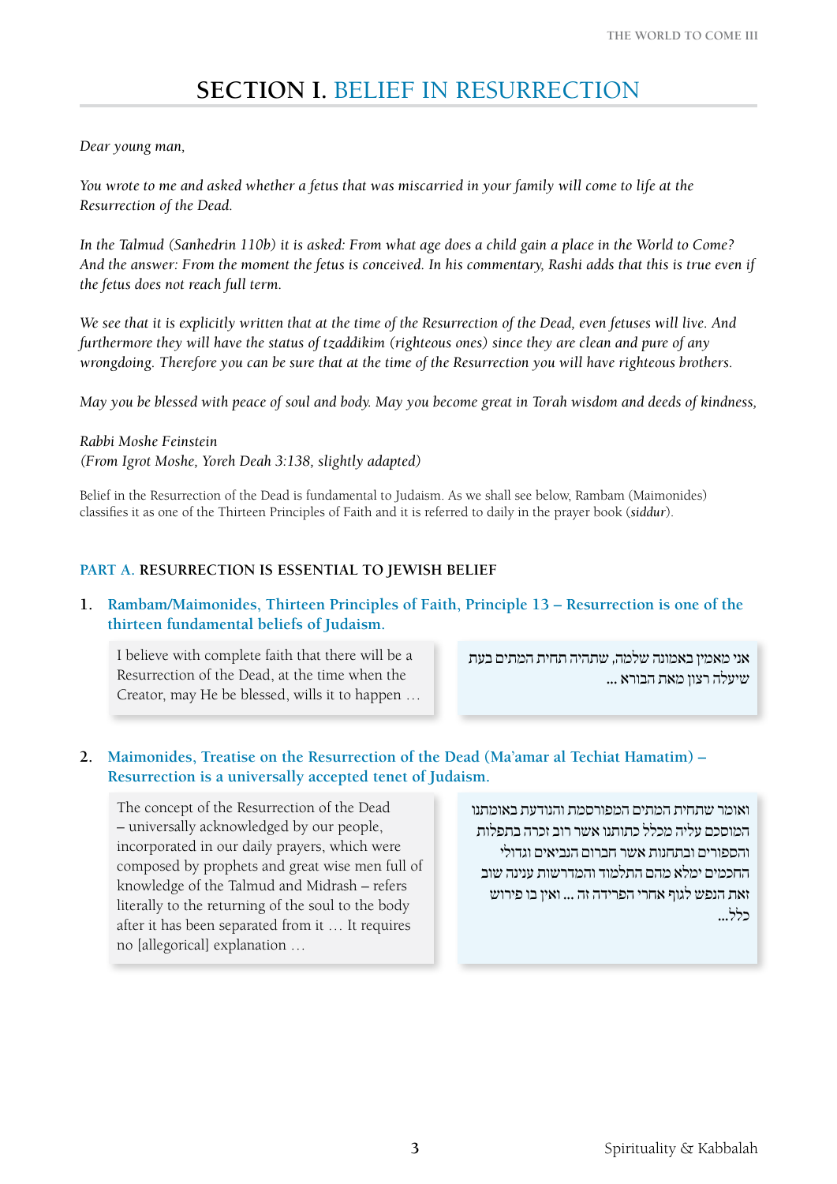# SECTION I. BELIEF IN RESURRECTION

*Dear young man,*

*You wrote to me and asked whether a fetus that was miscarried in your family will come to life at the Resurrection of the Dead.*

*In the Talmud (Sanhedrin 110b) it is asked: From what age does a child gain a place in the World to Come? And the answer: From the moment the fetus is conceived. In his commentary, Rashi adds that this is true even if the fetus does not reach full term.*

*We see that it is explicitly written that at the time of the Resurrection of the Dead, even fetuses will live. And furthermore they will have the status of tzaddikim (righteous ones) since they are clean and pure of any wrongdoing. Therefore you can be sure that at the time of the Resurrection you will have righteous brothers.*

*May you be blessed with peace of soul and body. May you become great in Torah wisdom and deeds of kindness,*

*Rabbi Moshe Feinstein*
*(From Igrot Moshe, Yoreh Deah 3:138, slightly adapted)*

Belief in the Resurrection of the Dead is fundamental to Judaism. As we shall see below, Rambam (Maimonides) classifies it as one of the Thirteen Principles of Faith and it is referred to daily in the prayer book (*siddur*).

## PART A. RESURRECTION IS ESSENTIAL TO JEWISH BELIEF

**1. Rambam/Maimonides, Thirteen Principles of Faith, Principle 13 – Resurrection is one of the thirteen fundamental beliefs of Judaism.**

I believe with complete faith that there will be a Resurrection of the Dead, at the time when the Creator, may He be blessed, wills it to happen …

אני מאמין באמונה שלמה, שתהיה תחית המתים בעת שיעלה רצון מאת הבורא ...

**2. Maimonides, Treatise on the Resurrection of the Dead (Ma'amar al Techiat Hamatim) – Resurrection is a universally accepted tenet of Judaism.**

The concept of the Resurrection of the Dead – universally acknowledged by our people, incorporated in our daily prayers, which were composed by prophets and great wise men full of knowledge of the Talmud and Midrash – refers literally to the returning of the soul to the body after it has been separated from it … It requires no [allegorical] explanation …

ואומר שתחית המתים המפורסמת והנודעת באומתנו המוסכם עליה מכלל כתותנו אשר רוב זכרה בתפלות והספורים ובתחנות אשר חברום הנביאים וגדולי החכמים ימלא מהם התלמוד והמדרשות ענינה שוב זאת הנפש לגוף אחרי הפרידה זה ... ואין בו פירוש כלל...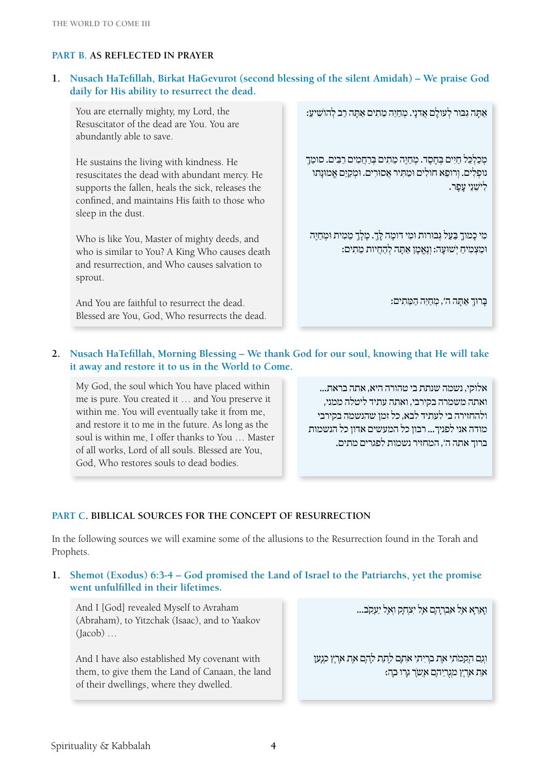## PART B. AS REFLECTED IN PRAYER

### 1. Nusach HaTefillah, Birkat HaGevurot (second blessing of the silent Amidah) – We praise God daily for His ability to resurrect the dead.

You are eternally mighty, my Lord, the Resuscitator of the dead are You. You are abundantly able to save.

He sustains the living with kindness. He resuscitates the dead with abundant mercy. He supports the fallen, heals the sick, releases the confined, and maintains His faith to those who sleep in the dust.

Who is like You, Master of mighty deeds, and who is similar to You? A King Who causes death and resurrection, and Who causes salvation to sprout.

And You are faithful to resurrect the dead. Blessed are You, God, Who resurrects the dead.

אַתָּה גִּבּוֹר לְעוֹלָם אֲדֹנָי. מְחַיֵּה מֵתִים אַתָּה רַב לְהוֹשִׁיעַ:

מְכַלְכֵּל חַיִּים בְּחֶסֶד. מְחַיֵּה מֵתִים בְּרַחֲמִים רַבִּים. סוֹמֵךְ נוֹפְלִים. וְרוֹפֵא חוֹלִים וּמַתִּיר אֲסוּרִים. וּמְקַיֵּם אֱמוּנָתוֹ לִישֵׁנֵי עָפָר.

מִי כָמוֹךָ בַּעַל גְּבוּרוֹת וּמִי דּוֹמֶה לָּךְ. מֶלֶךְ מֵמִית וּמְחַיֶּה וּמַצְמִיחַ יְשׁוּעָה: וְנֶאֱמָן אַתָּה לְהַחֲיוֹת מֵתִים:

בָּרוּךְ אַתָּה ה', מְחַיֵּה הַמֵּתִים:

### 2. Nusach HaTefillah, Morning Blessing – We thank God for our soul, knowing that He will take it away and restore it to us in the World to Come.

My God, the soul which You have placed within me is pure. You created it … and You preserve it within me. You will eventually take it from me, and restore it to me in the future. As long as the soul is within me, I offer thanks to You … Master of all works, Lord of all souls. Blessed are You, God, Who restores souls to dead bodies.

אלוקי, נשמה שנתת בי טהורה היא, אתה בראת...
ואתה משמרה בקירבי, ואתה עתיד ליטלה ממני,
ולהחזירה בי לעתיד לבא, כל זמן שהנשמה בקירבי
מודה אני לפניך... רבון כל המעשים אדון כל הנשמות
ברוך אתה ה', המחזיר נשמות לפגרים מתים.

## PART C. BIBLICAL SOURCES FOR THE CONCEPT OF RESURRECTION

In the following sources we will examine some of the allusions to the Resurrection found in the Torah and Prophets.

### 1. Shemot (Exodus) 6:3-4 – God promised the Land of Israel to the Patriarchs, yet the promise went unfulfilled in their lifetimes.

And I [God] revealed Myself to Avraham (Abraham), to Yitzchak (Isaac), and to Yaakov (Jacob) …

And I have also established My covenant with them, to give them the Land of Canaan, the land of their dwellings, where they dwelled.

וָאֵרָא אֶל אַבְרָהָם אֶל יִצְחָק וְאֶל יַעֲקֹב...

וְגַם הֲקִמֹתִי אֶת בְּרִיתִי אִתָּם לָתֵת לָהֶם אֶת אֶרֶץ כְּנָעַן אֵת אֶרֶץ מְגֻרֵיהֶם אֲשֶׁר גָּרוּ בָהּ: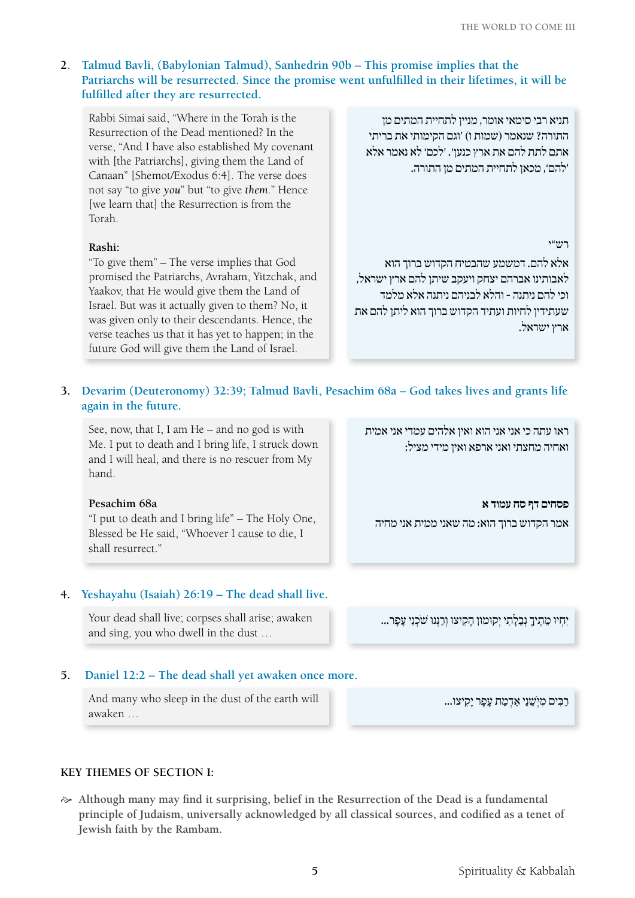2. **Talmud Bavli, (Babylonian Talmud), Sanhedrin 90b – This promise implies that the Patriarchs will be resurrected. Since the promise went unfulfilled in their lifetimes, it will be fulfilled after they are resurrected.**

Rabbi Simai said, "Where in the Torah is the Resurrection of the Dead mentioned? In the verse, "And I have also established My covenant with [the Patriarchs], giving them the Land of Canaan" [Shemot/Exodus 6:4]. The verse does not say "to give *you*" but "to give *them*." Hence [we learn that] the Resurrection is from the Torah.

תניא רבי סימאי אומר, מניין לתחיית המתים מן התורה? שנאמר (שמות ו) 'וגם הקימותי את בריתי אתם לתת להם את ארץ כנען'. 'לכם' לא נאמר אלא 'להם', מכאן לתחיית המתים מן התורה.

**Rashi:**
"To give them" – The verse implies that God promised the Patriarchs, Avraham, Yitzchak, and Yaakov, that He would give them the Land of Israel. But was it actually given to them? No, it was given only to their descendants. Hence, the verse teaches us that it has yet to happen; in the future God will give them the Land of Israel.

רש"י
אלא להם. דמשמע שהבטיח הקדוש ברוך הוא לאבותינו אברהם יצחק ויעקב שיתן להם ארץ ישראל, וכי להם ניתנה - והלא לבניהם ניתנה אלא מלמד שעתידין לחיות ועתיד הקדוש ברוך הוא ליתן להם את ארץ ישראל.

3. **Devarim (Deuteronomy) 32:39; Talmud Bavli, Pesachim 68a – God takes lives and grants life again in the future.**

See, now, that I, I am He – and no god is with Me. I put to death and I bring life, I struck down and I will heal, and there is no rescuer from My hand.

ראו עתה כי אני אני הוא ואין אלהים עמדי אני אמית ואחיה מחצתי ואני ארפא ואין מידי מציל:

**Pesachim 68a**
"I put to death and I bring life" – The Holy One, Blessed be He said, "Whoever I cause to die, I shall resurrect."

**פסחים דף סח עמוד א**
אמר הקדוש ברוך הוא: מה שאני ממית אני מחיה

4. **Yeshayahu (Isaiah) 26:19 – The dead shall live.**

Your dead shall live; corpses shall arise; awaken and sing, you who dwell in the dust …

יִחְיוּ מֵתֶיךָ נְבֵלָתִי יְקוּמוּן הָקִיצוּ וְרַנְּנוּ שֹׁכְנֵי עָפָר...

5. **Daniel 12:2 – The dead shall yet awaken once more.**

And many who sleep in the dust of the earth will awaken …

רַבִּים מִיְּשֵׁנֵי אַדְמַת עָפָר יָקִיצוּ...

**KEY THEMES OF SECTION I:**

- **Although many may find it surprising, belief in the Resurrection of the Dead is a fundamental principle of Judaism, universally acknowledged by all classical sources, and codified as a tenet of Jewish faith by the Rambam.**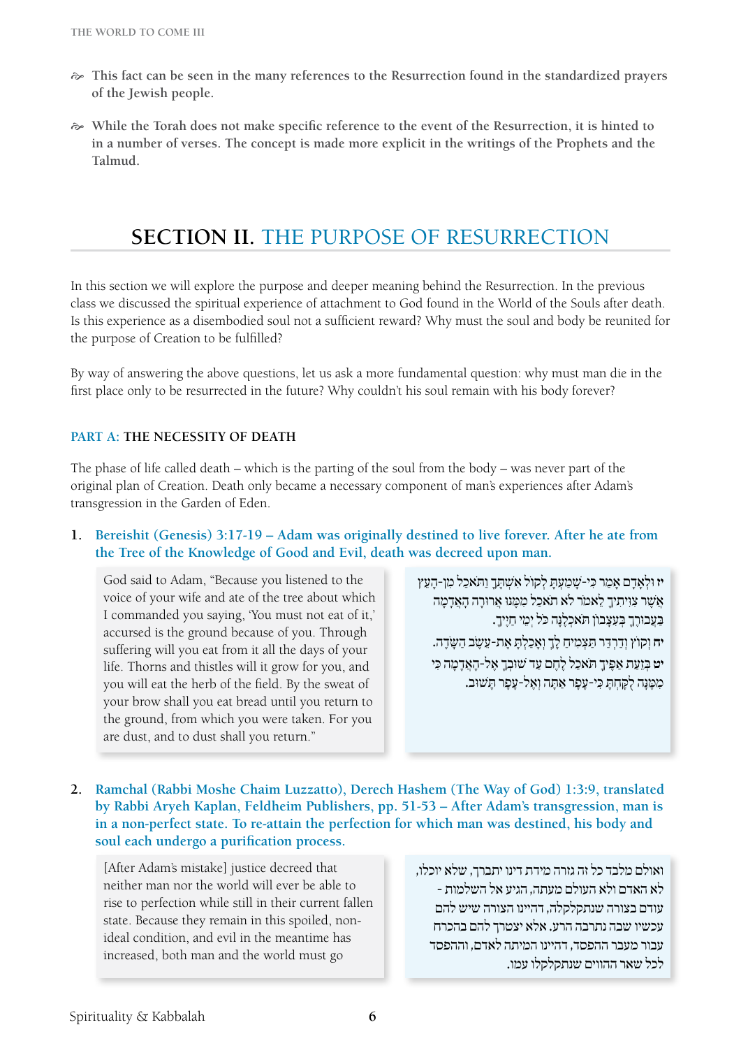- This fact can be seen in the many references to the Resurrection found in the standardized prayers of the Jewish people.

- While the Torah does not make specific reference to the event of the Resurrection, it is hinted to in a number of verses. The concept is made more explicit in the writings of the Prophets and the Talmud.

## SECTION II. THE PURPOSE OF RESURRECTION

In this section we will explore the purpose and deeper meaning behind the Resurrection. In the previous class we discussed the spiritual experience of attachment to God found in the World of the Souls after death. Is this experience as a disembodied soul not a sufficient reward? Why must the soul and body be reunited for the purpose of Creation to be fulfilled?

By way of answering the above questions, let us ask a more fundamental question: why must man die in the first place only to be resurrected in the future? Why couldn't his soul remain with his body forever?

### PART A: THE NECESSITY OF DEATH

The phase of life called death – which is the parting of the soul from the body – was never part of the original plan of Creation. Death only became a necessary component of man's experiences after Adam's transgression in the Garden of Eden.

1. **Bereishit (Genesis) 3:17-19 – Adam was originally destined to live forever. After he ate from the Tree of the Knowledge of Good and Evil, death was decreed upon man.**

God said to Adam, "Because you listened to the voice of your wife and ate of the tree about which I commanded you saying, 'You must not eat of it,' accursed is the ground because of you. Through suffering will you eat from it all the days of your life. Thorns and thistles will it grow for you, and you will eat the herb of the field. By the sweat of your brow shall you eat bread until you return to the ground, from which you were taken. For you are dust, and to dust shall you return."

יז וּלְאָדָם אָמַר כִּי-שָׁמַעְתָּ לְקוֹל אִשְׁתֶּךָ וַתֹּאכַל מִן-הָעֵץ אֲשֶׁר צִוִּיתִיךָ לֵאמֹר לֹא תֹאכַל מִמֶּנּוּ אֲרוּרָה הָאֲדָמָה בַּעֲבוּרֶךָ בְּעִצָּבוֹן תֹּאכְלֶנָּה כֹּל יְמֵי חַיֶּיךָ.
יח וְקוֹץ וְדַרְדַּר תַּצְמִיחַ לָךְ וְאָכַלְתָּ אֶת-עֵשֶׂב הַשָּׂדֶה.
יט בְּזֵעַת אַפֶּיךָ תֹּאכַל לֶחֶם עַד שׁוּבְךָ אֶל-הָאֲדָמָה כִּי מִמֶּנָּה לֻקָּחְתָּ כִּי-עָפָר אַתָּה וְאֶל-עָפָר תָּשׁוּב.

2. **Ramchal (Rabbi Moshe Chaim Luzzatto), Derech Hashem (The Way of God) 1:3:9, translated by Rabbi Aryeh Kaplan, Feldheim Publishers, pp. 51-53 – After Adam's transgression, man is in a non-perfect state. To re-attain the perfection for which man was destined, his body and soul each undergo a purification process.**

[After Adam's mistake] justice decreed that neither man nor the world will ever be able to rise to perfection while still in their current fallen state. Because they remain in this spoiled, non-ideal condition, and evil in the meantime has increased, both man and the world must go

ואולם מלבד כל זה גזרה מידת דינו יתברך, שלא יוכלו, לא האדם ולא העולם מעתה, הגיע אל השלמות - עודם בצורה שנתקלקלה, דהיינו הצורה שיש להם עכשיו שבה נתרבה הרע. אלא יצטרך להם בהכרח עבור מעבר ההפסד, דהיינו המיתה לאדם, וההפסד לכל שאר ההווים שנתקלקלו עמו.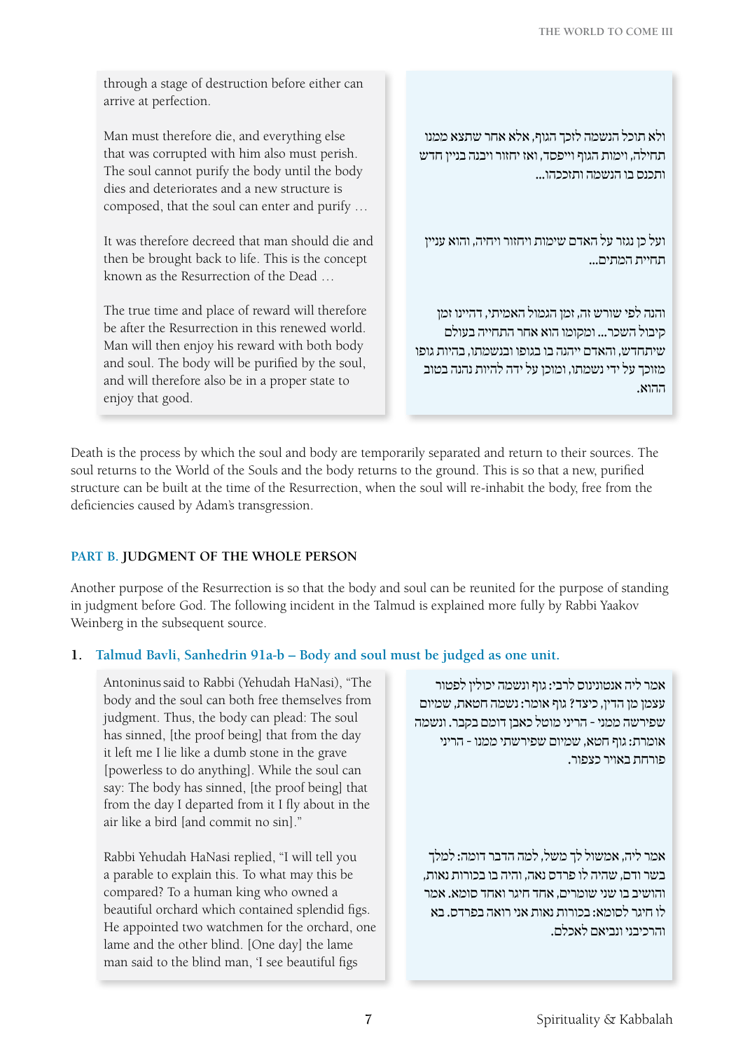through a stage of destruction before either can arrive at perfection.

ולא תוכל הנשמה לזכך הגוף, אלא אחר שתצא ממנו תחילה, וימות הגוף וייפסד, ואז יחזור ויבנה בניין חדש ותכנס בו הנשמה ותזככהו...

Man must therefore die, and everything else that was corrupted with him also must perish. The soul cannot purify the body until the body dies and deteriorates and a new structure is composed, that the soul can enter and purify …

ועל כן נגזר על האדם שימות ויחזור ויחיה, והוא עניין תחיית המתים...

It was therefore decreed that man should die and then be brought back to life. This is the concept known as the Resurrection of the Dead …

והנה לפי שורש זה, זמן הגמול האמיתי, דהיינו זמן קיבול השכר... ומקומו הוא אחר התחייה בעולם שיתחדש, והאדם ייהנה בו בגופו ובנשמתו, בהיות גופו מזוכך על ידי נשמתו, ומוכן על ידה להיות נהנה בטוב ההוא.

The true time and place of reward will therefore be after the Resurrection in this renewed world. Man will then enjoy his reward with both body and soul. The body will be purified by the soul, and will therefore also be in a proper state to enjoy that good.

Death is the process by which the soul and body are temporarily separated and return to their sources. The soul returns to the World of the Souls and the body returns to the ground. This is so that a new, purified structure can be built at the time of the Resurrection, when the soul will re-inhabit the body, free from the deficiencies caused by Adam's transgression.

## PART B. JUDGMENT OF THE WHOLE PERSON

Another purpose of the Resurrection is so that the body and soul can be reunited for the purpose of standing in judgment before God. The following incident in the Talmud is explained more fully by Rabbi Yaakov Weinberg in the subsequent source.

### 1. Talmud Bavli, Sanhedrin 91a-b – Body and soul must be judged as one unit.

אמר ליה אנטונינוס לרבי: גוף ונשמה יכולין לפטור עצמן מן הדין, כיצד? גוף אומר: נשמה חטאת, שמיום שפירשה ממני - הריני מוטל כאבן דומם בקבר. ונשמה אומרת: גוף חטא, שמיום שפירשתי ממנו - הריני פורחת באויר כצפור.

Antoninus said to Rabbi (Yehudah HaNasi), "The body and the soul can both free themselves from judgment. Thus, the body can plead: The soul has sinned, [the proof being] that from the day it left me I lie like a dumb stone in the grave [powerless to do anything]. While the soul can say: The body has sinned, [the proof being] that from the day I departed from it I fly about in the air like a bird [and commit no sin]."

אמר ליה, אמשול לך משל, למה הדבר דומה: למלך בשר ודם, שהיה לו פרדס נאה, והיה בו בכורות נאות, והושיב בו שני שומרים, אחד חיגר ואחד סומא. אמר לו חיגר לסומא: בכורות נאות אני רואה בפרדס. בא והרכיבני ונביאם לאכלם.

Rabbi Yehudah HaNasi replied, "I will tell you a parable to explain this. To what may this be compared? To a human king who owned a beautiful orchard which contained splendid figs. He appointed two watchmen for the orchard, one lame and the other blind. [One day] the lame man said to the blind man, 'I see beautiful figs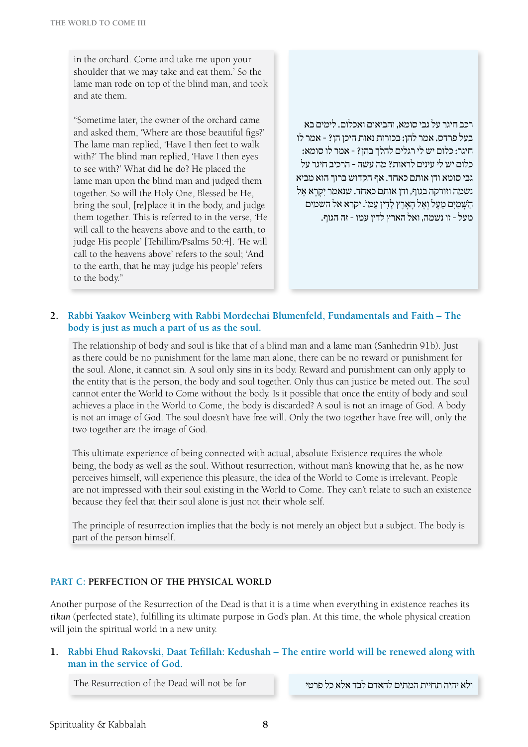in the orchard. Come and take me upon your shoulder that we may take and eat them.' So the lame man rode on top of the blind man, and took and ate them.

"Sometime later, the owner of the orchard came and asked them, 'Where are those beautiful figs?' The lame man replied, 'Have I then feet to walk with?' The blind man replied, 'Have I then eyes to see with?' What did he do? He placed the lame man upon the blind man and judged them together. So will the Holy One, Blessed be He, bring the soul, [re]place it in the body, and judge them together. This is referred to in the verse, 'He will call to the heavens above and to the earth, to judge His people' [Tehillim/Psalms 50:4]. 'He will call to the heavens above' refers to the soul; 'And to the earth, that he may judge his people' refers to the body."

רכב חיגר על גבי סומא, והביאום ואכלום. לימים בא בעל פרדס. אמר להן: בכורות נאות היכן הן? - אמר לו חיגר: כלום יש לי רגלים להלך בהן? - אמר לו סומא: כלום יש לי עינים לראות? מה עשה - הרכיב חיגר על גבי סומא ודן אותם כאחד. אף הקדוש ברוך הוא מביא נשמה וזורקה בגוף, ודן אותם כאחד. שנאמר יִקְרָא אֶל הַשָּׁמַיִם מֵעָל וְאֶל הָאָרֶץ לָדִין עַמּוֹ. יקרא אל השמים מעל - זו נשמה, ואל הארץ לדין עמו - זה הגוף.

## 2. Rabbi Yaakov Weinberg with Rabbi Mordechai Blumenfeld, Fundamentals and Faith – The body is just as much a part of us as the soul.

The relationship of body and soul is like that of a blind man and a lame man (Sanhedrin 91b). Just as there could be no punishment for the lame man alone, there can be no reward or punishment for the soul. Alone, it cannot sin. A soul only sins in its body. Reward and punishment can only apply to the entity that is the person, the body and soul together. Only thus can justice be meted out. The soul cannot enter the World to Come without the body. Is it possible that once the entity of body and soul achieves a place in the World to Come, the body is discarded? A soul is not an image of God. A body is not an image of God. The soul doesn't have free will. Only the two together have free will, only the two together are the image of God.

This ultimate experience of being connected with actual, absolute Existence requires the whole being, the body as well as the soul. Without resurrection, without man's knowing that he, as he now perceives himself, will experience this pleasure, the idea of the World to Come is irrelevant. People are not impressed with their soul existing in the World to Come. They can't relate to such an existence because they feel that their soul alone is just not their whole self.

The principle of resurrection implies that the body is not merely an object but a subject. The body is part of the person himself.

## PART C: PERFECTION OF THE PHYSICAL WORLD

Another purpose of the Resurrection of the Dead is that it is a time when everything in existence reaches its ***tikun*** (perfected state), fulfilling its ultimate purpose in God's plan. At this time, the whole physical creation will join the spiritual world in a new unity.

## 1. Rabbi Ehud Rakovski, Daat Tefillah: Kedushah – The entire world will be renewed along with man in the service of God.

The Resurrection of the Dead will not be for

ולא יהיה תחיית המתים להאדם לבד אלא כל פרטי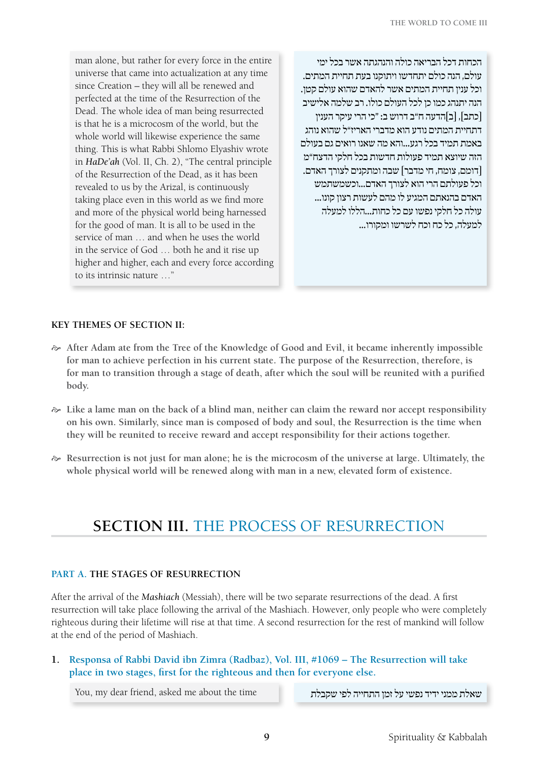man alone, but rather for every force in the entire universe that came into actualization at any time since Creation – they will all be renewed and perfected at the time of the Resurrection of the Dead. The whole idea of man being resurrected is that he is a microcosm of the world, but the whole world will likewise experience the same thing. This is what Rabbi Shlomo Elyashiv wrote in *HaDe'ah* (Vol. II, Ch. 2), "The central principle of the Resurrection of the Dead, as it has been revealed to us by the Arizal, is continuously taking place even in this world as we find more and more of the physical world being harnessed for the good of man. It is all to be used in the service of man … and when he uses the world in the service of God … both he and it rise up higher and higher, each and every force according to its intrinsic nature …"

הכחות דכל הבריאה כולה והנהגתה אשר בכל ימי עולם, הנה כולם יתחדשו ויתוקנו בעת תחיית המתים. וכל ענין תחיית המתים אשר להאדם שהוא עולם קטן. הנה יתנהג כמו כן לכל העולם כולו. רב שלמה אלישיב [כתב], [ב]הדעה ח"ב דרוש ב: "כי הרי עיקר הענין דתחיית המתים נודע הוא מדברי האריז"ל שהוא נוהג באמת תמיד בכל רגע...והא מה שאנו רואים גם בעולם הזה שיוצא תמיד פעולות חדשות בכל חלקי הדצח"מ [דומם, צומח, חי מדבר] שבה ומתקנים לצורך האדם. וכל פעולתם הרי הוא לצורך האדם...וכשמשתמש האדם בהנאתם המגיע לו מהם לעשות רצון קונו... עולה כל חלקי נפשו עם כל כחות...הללו למעלה למעלה, כל כח וכח לשרשו ומקורו...

**KEY THEMES OF SECTION II:**

- After Adam ate from the Tree of the Knowledge of Good and Evil, it became inherently impossible for man to achieve perfection in his current state. The purpose of the Resurrection, therefore, is for man to transition through a stage of death, after which the soul will be reunited with a purified body.
- Like a lame man on the back of a blind man, neither can claim the reward nor accept responsibility on his own. Similarly, since man is composed of body and soul, the Resurrection is the time when they will be reunited to receive reward and accept responsibility for their actions together.
- Resurrection is not just for man alone; he is the microcosm of the universe at large. Ultimately, the whole physical world will be renewed along with man in a new, elevated form of existence.

## SECTION III. THE PROCESS OF RESURRECTION

### PART A. THE STAGES OF RESURRECTION

After the arrival of the *Mashiach* (Messiah), there will be two separate resurrections of the dead. A first resurrection will take place following the arrival of the Mashiach. However, only people who were completely righteous during their lifetime will rise at that time. A second resurrection for the rest of mankind will follow at the end of the period of Mashiach.

1. **Responsa of Rabbi David ibn Zimra (Radbaz), Vol. III, #1069 – The Resurrection will take place in two stages, first for the righteous and then for everyone else.**

You, my dear friend, asked me about the time

שאלת ממני ידיד נפשי על זמן התחייה לפי שקבלת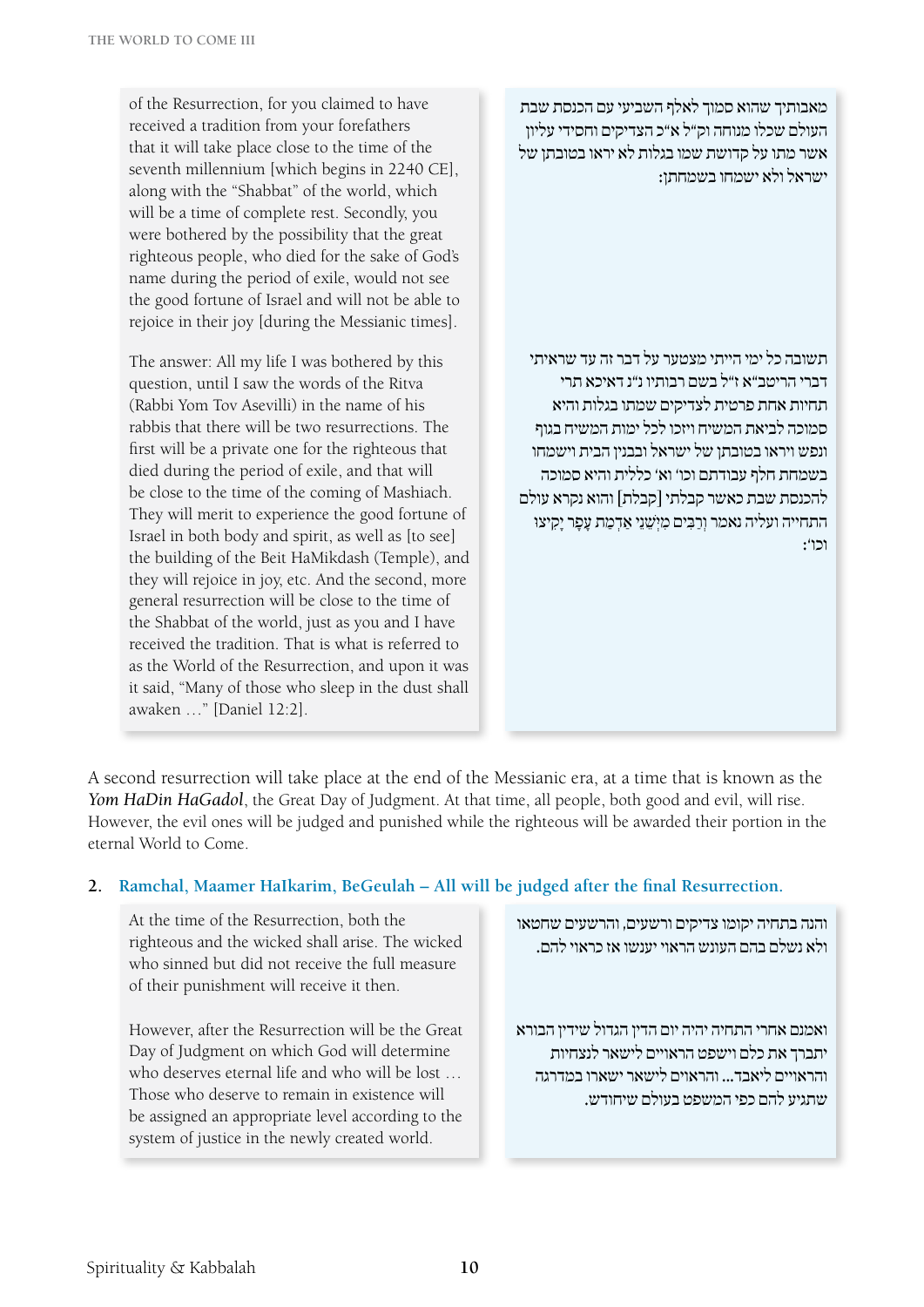מאבותיך שהוא סמוך לאלף השביעי עם הכנסת שבת העולם שכלו מנוחה וק"ל א"כ הצדיקים וחסידי עליון אשר מתו על קדושת שמו בגלות לא יראו בטובתן של ישראל ולא ישמחו בשמחתן:

of the Resurrection, for you claimed to have received a tradition from your forefathers that it will take place close to the time of the seventh millennium [which begins in 2240 CE], along with the "Shabbat" of the world, which will be a time of complete rest. Secondly, you were bothered by the possibility that the great righteous people, who died for the sake of God's name during the period of exile, would not see the good fortune of Israel and will not be able to rejoice in their joy [during the Messianic times].

תשובה כל ימי הייתי מצטער על דבר זה עד שראיתי דברי הריטב"א ז"ל בשם רבותיו נ"נ דאיכא תרי תחיות אחת פרטית לצדיקים שמתו בגלות והיא סמוכה לביאת המשיח ויזכו לכל ימות המשיח בגוף ונפש ויראו בטובתן של ישראל ובבנין הבית וישמחו בשמחת חלף עבודתם וכו' וא' כללית והיא סמוכה להכנסת שבת כאשר קבלתי [קבלת] והוא נקרא עולם התחייה ועליה נאמר וְרַבִּים מִיְּשֵׁנֵי אַדְמַת עָפָר יָקִיצוּ וכו':

The answer: All my life I was bothered by this question, until I saw the words of the Ritva (Rabbi Yom Tov Asevilli) in the name of his rabbis that there will be two resurrections. The first will be a private one for the righteous that died during the period of exile, and that will be close to the time of the coming of Mashiach. They will merit to experience the good fortune of Israel in both body and spirit, as well as [to see] the building of the Beit HaMikdash (Temple), and they will rejoice in joy, etc. And the second, more general resurrection will be close to the time of the Shabbat of the world, just as you and I have received the tradition. That is what is referred to as the World of the Resurrection, and upon it was it said, "Many of those who sleep in the dust shall awaken …" [Daniel 12:2].

A second resurrection will take place at the end of the Messianic era, at a time that is known as the *Yom HaDin HaGadol*, the Great Day of Judgment. At that time, all people, both good and evil, will rise. However, the evil ones will be judged and punished while the righteous will be awarded their portion in the eternal World to Come.

**2. Ramchal, Maamer HaIkarim, BeGeulah – All will be judged after the final Resurrection.**

והנה בתחיה יקומו צדיקים ורשעים, והרשעים שחטאו ולא נשלם בהם העונש הראוי יענשו אז כראוי להם.

At the time of the Resurrection, both the righteous and the wicked shall arise. The wicked who sinned but did not receive the full measure of their punishment will receive it then.

ואמנם אחרי התחיה יהיה יום הדין הגדול שידין הבורא יתברך את כלם וישפט הראויים לישאר לנצחיות והראויים ליאבד... והראויים לישאר ישארו במדרגה שתגיע להם כפי המשפט בעולם שיחודש.

However, after the Resurrection will be the Great Day of Judgment on which God will determine who deserves eternal life and who will be lost … Those who deserve to remain in existence will be assigned an appropriate level according to the system of justice in the newly created world.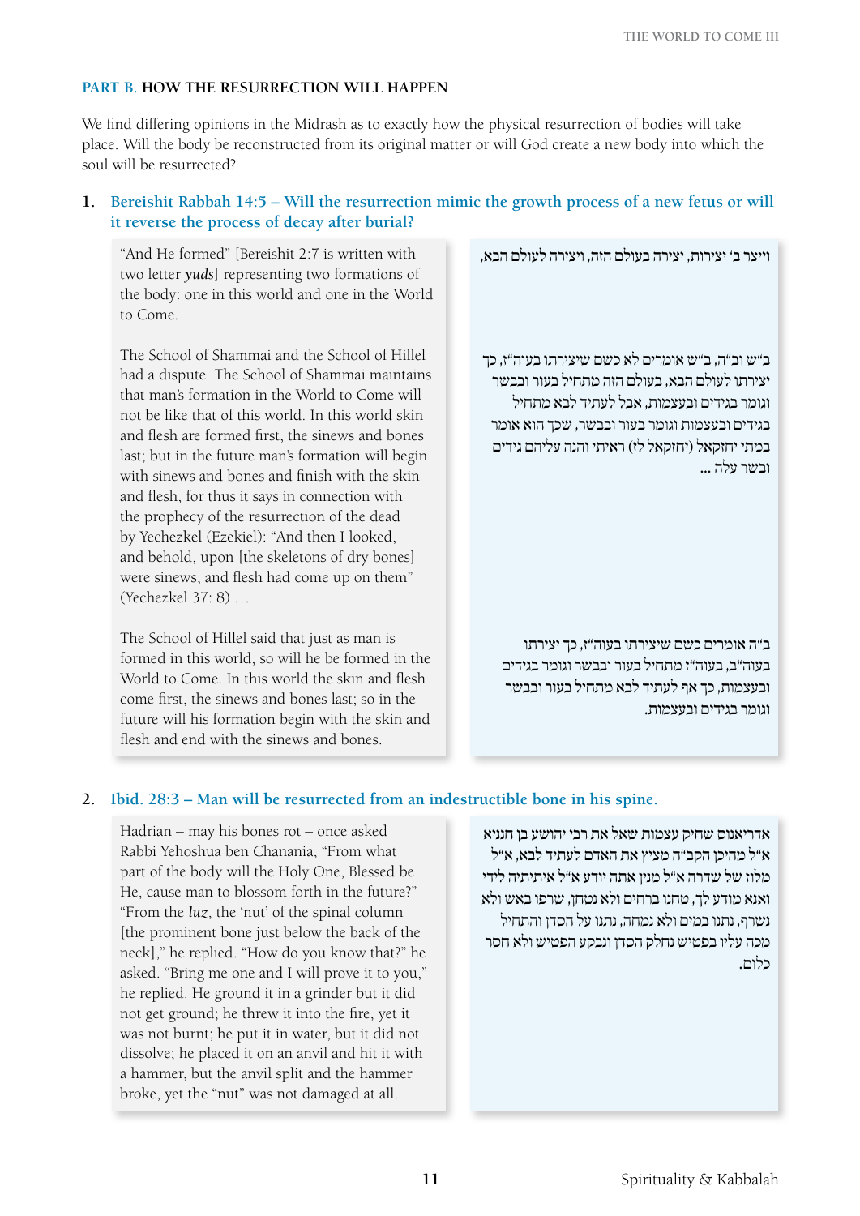## PART B. HOW THE RESURRECTION WILL HAPPEN

We find differing opinions in the Midrash as to exactly how the physical resurrection of bodies will take place. Will the body be reconstructed from its original matter or will God create a new body into which the soul will be resurrected?

### 1. Bereishit Rabbah 14:5 – Will the resurrection mimic the growth process of a new fetus or will it reverse the process of decay after burial?

"And He formed" [Bereishit 2:7 is written with two letter *yuds*] representing two formations of the body: one in this world and one in the World to Come.

וייצר ב' יצירות, יצירה בעולם הזה, ויצירה לעולם הבא,

The School of Shammai and the School of Hillel had a dispute. The School of Shammai maintains that man's formation in the World to Come will not be like that of this world. In this world skin and flesh are formed first, the sinews and bones last; but in the future man's formation will begin with sinews and bones and finish with the skin and flesh, for thus it says in connection with the prophecy of the resurrection of the dead by Yechezkel (Ezekiel): "And then I looked, and behold, upon [the skeletons of dry bones] were sinews, and flesh had come up on them" (Yechezkel 37: 8) …

ב"ש וב"ה, ב"ש אומרים לא כשם שיצירתו בעוה"ז, כך יצירתו לעולם הבא, בעולם הזה מתחיל בעור ובבשר וגומר בגידים ובעצמות, אבל לעתיד לבא מתחיל בגידים ובעצמות וגומר בעור ובבשר, שכך הוא אומר במתי יחזקאל (יחזקאל לז) ראיתי והנה עליהם גידים ובשר עלה ...

The School of Hillel said that just as man is formed in this world, so will he be formed in the World to Come. In this world the skin and flesh come first, the sinews and bones last; so in the future will his formation begin with the skin and flesh and end with the sinews and bones.

ב"ה אומרים כשם שיצירתו בעוה"ז, כך יצירתו בעוה"ב, בעוה"ז מתחיל בעור ובבשר וגומר בגידים ובעצמות, כך אף לעתיד לבא מתחיל בעור ובבשר וגומר בגידים ובעצמות.

### 2. Ibid. 28:3 – Man will be resurrected from an indestructible bone in his spine.

Hadrian – may his bones rot – once asked Rabbi Yehoshua ben Chanania, "From what part of the body will the Holy One, Blessed be He, cause man to blossom forth in the future?" "From the *luz*, the 'nut' of the spinal column [the prominent bone just below the back of the neck]," he replied. "How do you know that?" he asked. "Bring me one and I will prove it to you," he replied. He ground it in a grinder but it did not get ground; he threw it into the fire, yet it was not burnt; he put it in water, but it did not dissolve; he placed it on an anvil and hit it with a hammer, but the anvil split and the hammer broke, yet the "nut" was not damaged at all.

אדריאנוס שחיק עצמות שאל את רבי יהושע בן חנניא א"ל מהיכן הקב"ה מציץ את האדם לעתיד לבא, א"ל מלוז של שדרה א"ל מנין אתה יודע א"ל איתיתיה לידי ואנא מודע לך, טחנו ברחים ולא נטחן, שרפו באש ולא נשרף, נתנו במים ולא נמחה, נתנו על הסדן והתחיל מכה עליו בפטיש נחלק הסדן ונבקע הפטיש ולא חסר כלום.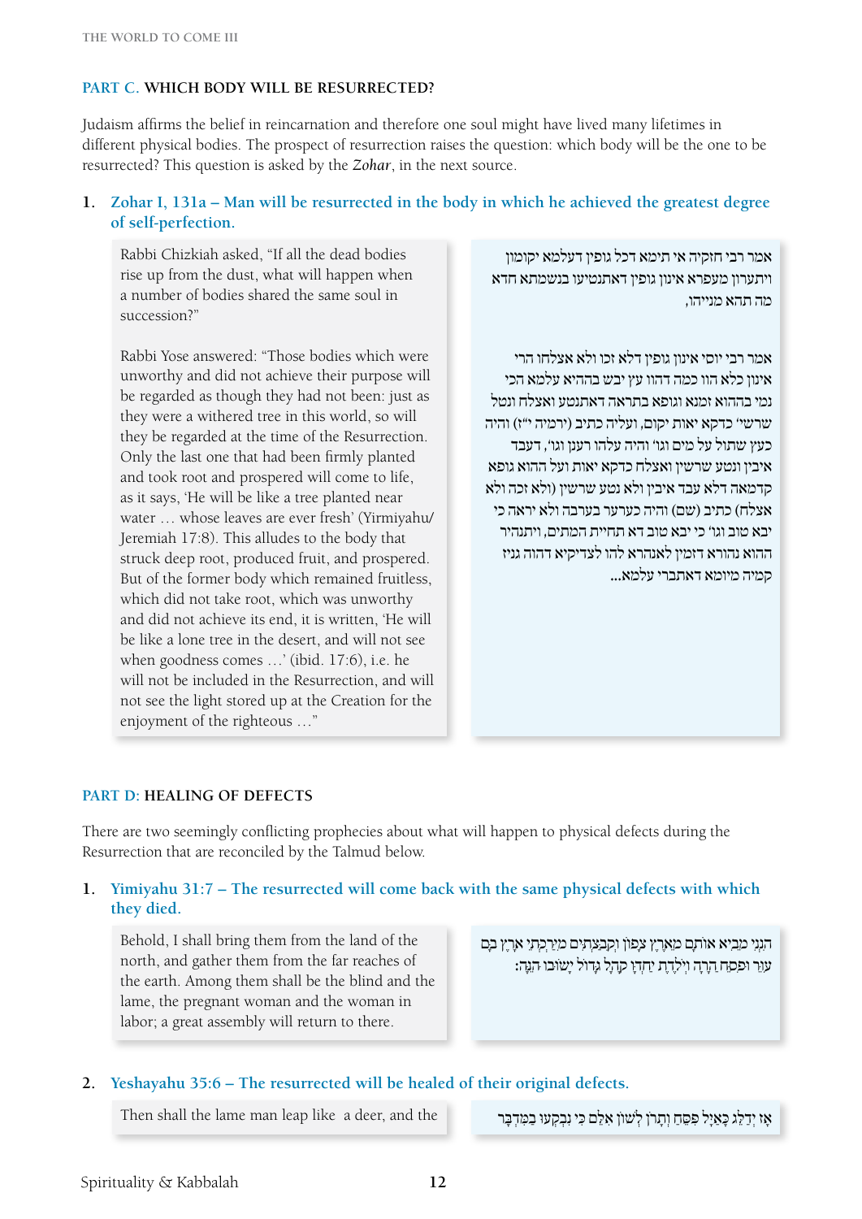## PART C. WHICH BODY WILL BE RESURRECTED?

Judaism affirms the belief in reincarnation and therefore one soul might have lived many lifetimes in different physical bodies. The prospect of resurrection raises the question: which body will be the one to be resurrected? This question is asked by the *Zohar*, in the next source.

### 1. Zohar I, 131a – Man will be resurrected in the body in which he achieved the greatest degree of self-perfection.

Rabbi Chizkiah asked, "If all the dead bodies rise up from the dust, what will happen when a number of bodies shared the same soul in succession?"

Rabbi Yose answered: "Those bodies which were unworthy and did not achieve their purpose will be regarded as though they had not been: just as they were a withered tree in this world, so will they be regarded at the time of the Resurrection. Only the last one that had been firmly planted and took root and prospered will come to life, as it says, 'He will be like a tree planted near water … whose leaves are ever fresh' (Yirmiyahu/Jeremiah 17:8). This alludes to the body that struck deep root, produced fruit, and prospered. But of the former body which remained fruitless, which did not take root, which was unworthy and did not achieve its end, it is written, 'He will be like a lone tree in the desert, and will not see when goodness comes …' (ibid. 17:6), i.e. he will not be included in the Resurrection, and will not see the light stored up at the Creation for the enjoyment of the righteous …"

אמר רבי חזקיה אי תימא דכל גופין דעלמא יקומון ויתערון מעפרא אינון גופין דאתנטיעו בנשמתא חדא מה תהא מנייהו,

אמר רבי יוסי אינון גופין דלא זכו ולא אצלחו הרי אינון כלא הוו כמה דהוו עץ יבש בההיא עלמא הכי נמי בההוא זמנא וגופא בתראה דאתנטע ואצלח ונטל שרשוי כדקא יאות יקום, ועליה כתיב (ירמיה י"ז) והיה כעץ שתול על מים וגו' והיה עלהו רענן וגו', דעבד איבין ונטע שרשין ואצלח כדקא יאות ועל ההוא גופא קדמאה דלא עבד איבין ולא נטע שרשין (ולא זכה ולא אצלח) כתיב (שם) והיה כערער בערבה ולא יראה כי יבא טוב וגו' כי יבא טוב דא תחיית המתים, ויתנהיר ההוא נהורא דזמין לאנהרא להו לצדיקיא דהוה גניז קמיה מיומא דאתברי עלמא...

## PART D: HEALING OF DEFECTS

There are two seemingly conflicting prophecies about what will happen to physical defects during the Resurrection that are reconciled by the Talmud below.

### 1. Yimiyahu 31:7 – The resurrected will come back with the same physical defects with which they died.

Behold, I shall bring them from the land of the north, and gather them from the far reaches of the earth. Among them shall be the blind and the lame, the pregnant woman and the woman in labor; a great assembly will return to there.

הִנְנִי מֵבִיא אוֹתָם מֵאֶרֶץ צָפוֹן וְקִבַּצְתִּים מִיַּרְכְּתֵי אָרֶץ בָּם עִוֵּר וּפִסֵּחַ הָרָה וְיֹלֶדֶת יַחְדָּו קָהָל גָּדוֹל יָשׁוּבוּ הֵנָּה:

### 2. Yeshayahu 35:6 – The resurrected will be healed of their original defects.

Then shall the lame man leap like a deer, and the

אָז יְדַלֵּג כָּאַיָּל פִּסֵּחַ וְתָרֹן לְשׁוֹן אִלֵּם כִּי נִבְקְעוּ בַמִּדְבָּר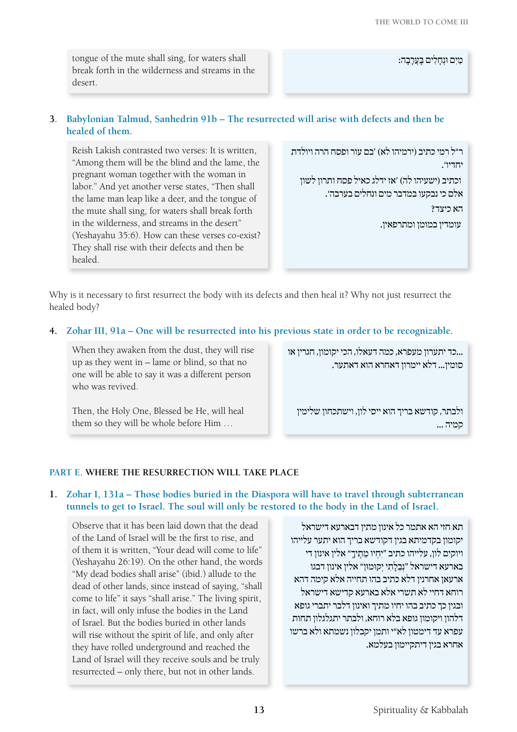tongue of the mute shall sing, for waters shall break forth in the wilderness and streams in the desert.

מַיִם וּנְחָלִים בָּעֲרָבָה:

3. **Babylonian Talmud, Sanhedrin 91b – The resurrected will arise with defects and then be healed of them.**

Reish Lakish contrasted two verses: It is written, "Among them will be the blind and the lame, the pregnant woman together with the woman in labor." And yet another verse states, "Then shall the lame man leap like a deer, and the tongue of the mute shall sing, for waters shall break forth in the wilderness, and streams in the desert" (Yeshayahu 35:6). How can these verses co-exist? They shall rise with their defects and then be healed.

ר"ל רמי כתיב (ירמיהו לא) 'בם עור ופסח הרה ויולדת יחדיו'.

וכתיב (ישעיהו לה) 'אז ידלג כאיל פסח ותרון לשון אלם כי נבקעו במדבר מים ונחלים בערבה'.

הא כיצד?

עומדין במומן ומתרפאין.

Why is it necessary to first resurrect the body with its defects and then heal it? Why not just resurrect the healed body?

4. **Zohar III, 91a – One will be resurrected into his previous state in order to be recognizable.**

When they awaken from the dust, they will rise up as they went in – lame or blind, so that no one will be able to say it was a different person who was revived.

...כד יתערון מעפרא, כמה דעאלו, הכי יקומון, חגרין או סומין... דלא יימרון דאחרא הוא דאתער.

Then, the Holy One, Blessed be He, will heal them so they will be whole before Him …

ולבתר, קודשא בריך הוא יסי לון, ויישתכחון שלימין קמיה ...

## PART E. WHERE THE RESURRECTION WILL TAKE PLACE

1. **Zohar I, 131a – Those bodies buried in the Diaspora will have to travel through subterranean tunnels to get to Israel. The soul will only be restored to the body in the Land of Israel.**

Observe that it has been laid down that the dead of the Land of Israel will be the first to rise, and of them it is written, "Your dead will come to life" (Yeshayahu 26:19). On the other hand, the words "My dead bodies shall arise" (ibid.) allude to the dead of other lands, since instead of saying, "shall come to life" it says "shall arise." The living spirit, in fact, will only infuse the bodies in the Land of Israel. But the bodies buried in other lands will rise without the spirit of life, and only after they have rolled underground and reached the Land of Israel will they receive souls and be truly resurrected – only there, but not in other lands.

תא חזי הא אתמר כל אינון מתין דבארעא דישראל יקומון בקדמיתא בגין דקודשא בריך הוא יתער עלייהו ויוקים לון, עלייהו כתיב "יִחְיוּ מֵתֶיךָ" אלין אינון די בארעא דישראל "נְבֵלָתִי יְקוּמוּן" אלין אינון דבו ארעאן אחרנין דלא כתיב בהו תחייה אלא קימה דהא רוחא דחיי לא תשרי אלא בארעא קדישא דישראל ובגין כך כתיב בהו יחיו מתיך ואינון דלבר יתברי גופא דלהון ויקומון גופא בלא רוחא, ולבתר יתגלגלון תחות עפרא עד דימטון לא"י ותמן יקבלון נשמתא ולא ברשו אחרא בגין דיתקיימון בעלמא.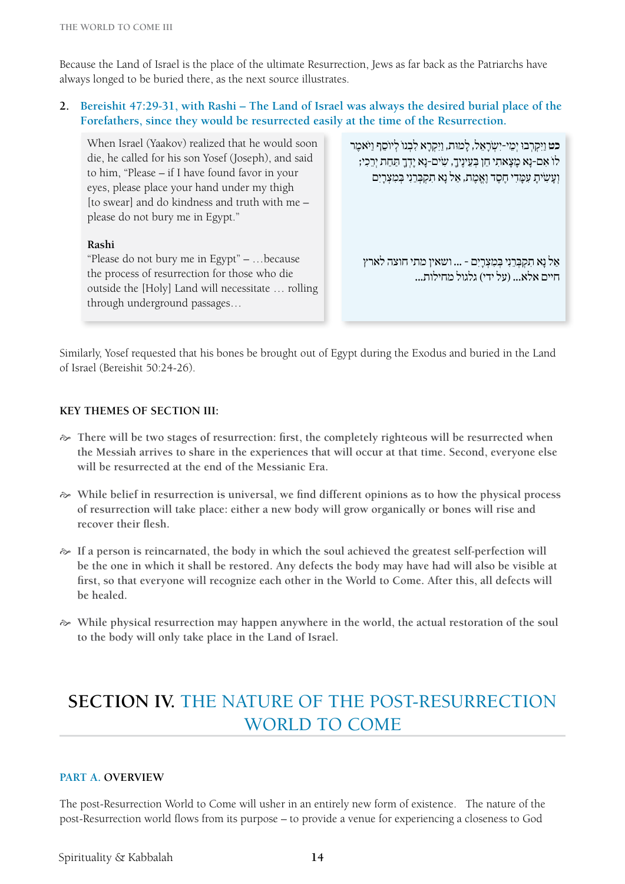Because the Land of Israel is the place of the ultimate Resurrection, Jews as far back as the Patriarchs have always longed to be buried there, as the next source illustrates.

**2. Bereishit 47:29-31, with Rashi – The Land of Israel was always the desired burial place of the Forefathers, since they would be resurrected easily at the time of the Resurrection.**

| | |
|---|---|
| When Israel (Yaakov) realized that he would soon die, he called for his son Yosef (Joseph), and said to him, "Please – if I have found favor in your eyes, please place your hand under my thigh [to swear] and do kindness and truth with me – please do not bury me in Egypt." | **כט** וַיִּקְרְבוּ יְמֵי-יִשְׂרָאֵל, לָמוּת, וַיִּקְרָא לִבְנוֹ לְיוֹסֵף וַיֹּאמֶר לוֹ אִם-נָא מָצָאתִי חֵן בְּעֵינֶיךָ, שִׂים-נָא יָדְךָ תַּחַת יְרֵכִי; וְעָשִׂיתָ עִמָּדִי חֶסֶד וֶאֱמֶת, אַל נָא תִקְבְּרֵנִי בְּמִצְרָיִם |
| **Rashi**<br>"Please do not bury me in Egypt" – …because the process of resurrection for those who die outside the [Holy] Land will necessitate … rolling through underground passages… | אַל נָא תִקְבְּרֵנִי בְּמִצְרָיִם - ... ושאין מתי חוצה לארץ חיים אלא... (על ידי) גלגול מחילות... |

Similarly, Yosef requested that his bones be brought out of Egypt during the Exodus and buried in the Land of Israel (Bereishit 50:24-26).

**KEY THEMES OF SECTION III:**

- **There will be two stages of resurrection: first, the completely righteous will be resurrected when the Messiah arrives to share in the experiences that will occur at that time. Second, everyone else will be resurrected at the end of the Messianic Era.**

- **While belief in resurrection is universal, we find different opinions as to how the physical process of resurrection will take place: either a new body will grow organically or bones will rise and recover their flesh.**

- **If a person is reincarnated, the body in which the soul achieved the greatest self-perfection will be the one in which it shall be restored. Any defects the body may have had will also be visible at first, so that everyone will recognize each other in the World to Come. After this, all defects will be healed.**

- **While physical resurrection may happen anywhere in the world, the actual restoration of the soul to the body will only take place in the Land of Israel.**

# SECTION IV. THE NATURE OF THE POST-RESURRECTION WORLD TO COME

## PART A. OVERVIEW

The post-Resurrection World to Come will usher in an entirely new form of existence. The nature of the post-Resurrection world flows from its purpose – to provide a venue for experiencing a closeness to God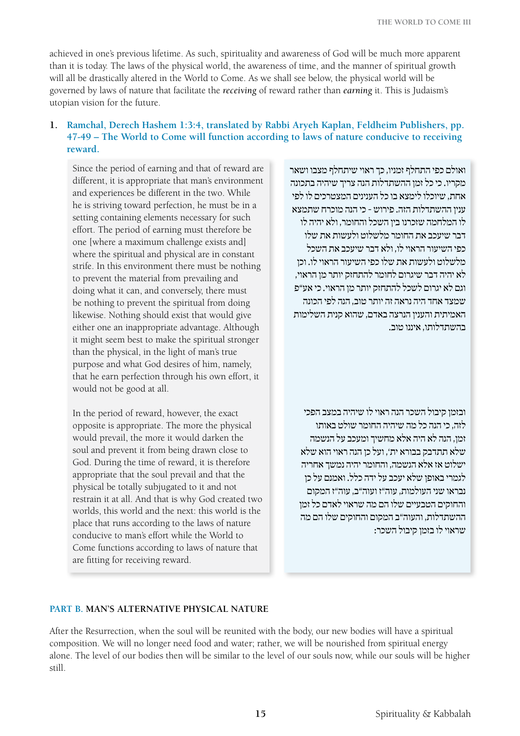achieved in one's previous lifetime. As such, spirituality and awareness of God will be much more apparent than it is today. The laws of the physical world, the awareness of time, and the manner of spiritual growth will all be drastically altered in the World to Come. As we shall see below, the physical world will be governed by laws of nature that facilitate the *receiving* of reward rather than *earning* it. This is Judaism's utopian vision for the future.

**1. Ramchal, Derech Hashem 1:3:4, translated by Rabbi Aryeh Kaplan, Feldheim Publishers, pp. 47-49 – The World to Come will function according to laws of nature conducive to receiving reward.**

Since the period of earning and that of reward are different, it is appropriate that man's environment and experiences be different in the two. While he is striving toward perfection, he must be in a setting containing elements necessary for such effort. The period of earning must therefore be one [where a maximum challenge exists and] where the spiritual and physical are in constant strife. In this environment there must be nothing to prevent the material from prevailing and doing what it can, and conversely, there must be nothing to prevent the spiritual from doing likewise. Nothing should exist that would give either one an inappropriate advantage. Although it might seem best to make the spiritual stronger than the physical, in the light of man's true purpose and what God desires of him, namely, that he earn perfection through his own effort, it would not be good at all.

ואולם כפי התחלף זמניו, כך ראוי שיתחלף מצבו ושאר מקריו. כי כל זמן ההשתדלות הנה צריך שיהיה בתכונה אחת, שיוכלו לימצא בו כל הענינים המצטרכים לו לפי ענין ההשתדלות הזה. פירוש - כי הנה מוכרח שתמצא לו המלחמה שזכרנו בין השכל והחומר, ולא יהיה לו דבר שיעכב את החומר מלשלוט ולעשות את שלו כפי השיעור הראוי לו, ולא דבר שיעכב את השכל מלשלוט ולעשות את שלו כפי השיעור הראוי לו. וכן לא יהיה דבר שיגרום לחומר להתחזק יותר מן הראוי, וגם לא יגרום לשכל להתחזק יותר מן הראוי. כי אע"פ שמצד אחד היה נראה זה יותר טוב, הנה לפי הכונה האמיתית והענין הנרצה באדם, שהוא קנית השלימות בהשתדלותו, איננו טוב.

In the period of reward, however, the exact opposite is appropriate. The more the physical would prevail, the more it would darken the soul and prevent it from being drawn close to God. During the time of reward, it is therefore appropriate that the soul prevail and that the physical be totally subjugated to it and not restrain it at all. And that is why God created two worlds, this world and the next: this world is the place that runs according to the laws of nature conducive to man's effort while the World to Come functions according to laws of nature that are fitting for receiving reward.

ובזמן קיבול השכר הנה ראוי לו שיהיה במצב הפכי לזה, כי הנה כל מה שיהיה החומר שולט באותו זמן, הנה לא היה אלא מחשיך ומעכב על הנשמה שלא תתדבק בבורא ית', ועל כן הנה ראוי הוא שלא ישלוט אז אלא הנשמה, והחומר יהיה נמשך אחריה לגמרי באופן שלא יעכב על ידה כלל. ואמנם על כן נבראו שני העולמות, עוה"ז ועוה"ב, עוה"ז המקום והחוקים הטבעיים שלו הם מה שראוי לאדם כל זמן ההשתדלות, והעוה"ב המקום והחוקים שלו הם מה שראוי לו בזמן קיבול השכר:

## PART B. MAN'S ALTERNATIVE PHYSICAL NATURE

After the Resurrection, when the soul will be reunited with the body, our new bodies will have a spiritual composition. We will no longer need food and water; rather, we will be nourished from spiritual energy alone. The level of our bodies then will be similar to the level of our souls now, while our souls will be higher still.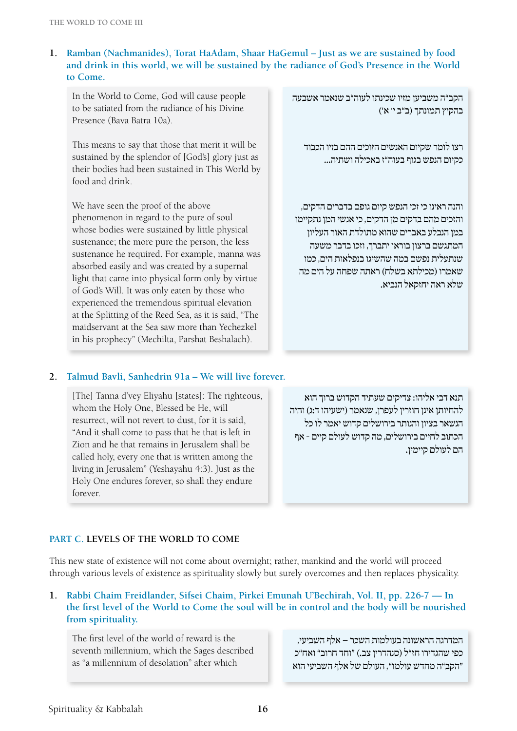1. **Ramban (Nachmanides), Torat HaAdam, Shaar HaGemul – Just as we are sustained by food and drink in this world, we will be sustained by the radiance of God's Presence in the World to Come.**

In the World to Come, God will cause people to be satiated from the radiance of his Divine Presence (Bava Batra 10a).

This means to say that those that merit it will be sustained by the splendor of [God's] glory just as their bodies had been sustained in This World by food and drink.

We have seen the proof of the above phenomenon in regard to the pure of soul whose bodies were sustained by little physical sustenance; the more pure the person, the less sustenance he required. For example, manna was absorbed easily and was created by a supernal light that came into physical form only by virtue of God's Will. It was only eaten by those who experienced the tremendous spiritual elevation at the Splitting of the Reed Sea, as it is said, "The maidservant at the Sea saw more than Yechezkel in his prophecy" (Mechilta, Parshat Beshalach).

הקב"ה משביען מזיו שכינתו לעוה"ב שנאמר אשבעה בהקיץ תמונתך (ב"ב י' א')

רצו לומר שקיום האנשים הזוכים ההם בזיו הכבוד כקיום הנפש בגוף בעוה"ז באכילה ושתיה...

והנה ראינו כי זכי הנפש קיום גופם בדברים הדקים, והזכים מהם בדקים מן הדקים, כי אנשי המן נתקיימו במן הנבלע באברים שהוא מתולדת האור העליון המתגשם ברצון בוראו יתברך, וזכו בדבר משעה שנתעלית נפשם במה שהשיגו בנפלאות הים, כמו שאמרו (מכילתא בשלח) ראתה שפחה על הים מה שלא ראה יחזקאל הנביא.

2. **Talmud Bavli, Sanhedrin 91a – We will live forever.**

[The] Tanna d'vey Eliyahu [states]: The righteous, whom the Holy One, Blessed be He, will resurrect, will not revert to dust, for it is said, "And it shall come to pass that he that is left in Zion and he that remains in Jerusalem shall be called holy, every one that is written among the living in Jerusalem" (Yeshayahu 4:3). Just as the Holy One endures forever, so shall they endure forever.

תנא דבי אליהו: צדיקים שעתיד הקדוש ברוך הוא להחיותן אינן חוזרין לעפרן, שנאמר (ישעיהו ד:ג) והיה הנשאר בציון והנותר בירושלים קדוש יאמר לו כל הכתוב לחיים בירושלים, מה קדוש לעולם קיים - אף הם לעולם קיימין.

## PART C. LEVELS OF THE WORLD TO COME

This new state of existence will not come about overnight; rather, mankind and the world will proceed through various levels of existence as spirituality slowly but surely overcomes and then replaces physicality.

1. **Rabbi Chaim Freidlander, Sifsei Chaim, Pirkei Emunah U'Bechirah, Vol. II, pp. 226-7 — In the first level of the World to Come the soul will be in control and the body will be nourished from spirituality.**

The first level of the world of reward is the seventh millennium, which the Sages described as "a millennium of desolation" after which

המדרגה הראשונה בעולמות השכר – אלף השביעי, כפי שהגדירו חז"ל (סנהדרין צב.) "וחד חרוב" ואח"כ "הקב"ה מחדש עולמו", העולם של אלף השביעי הוא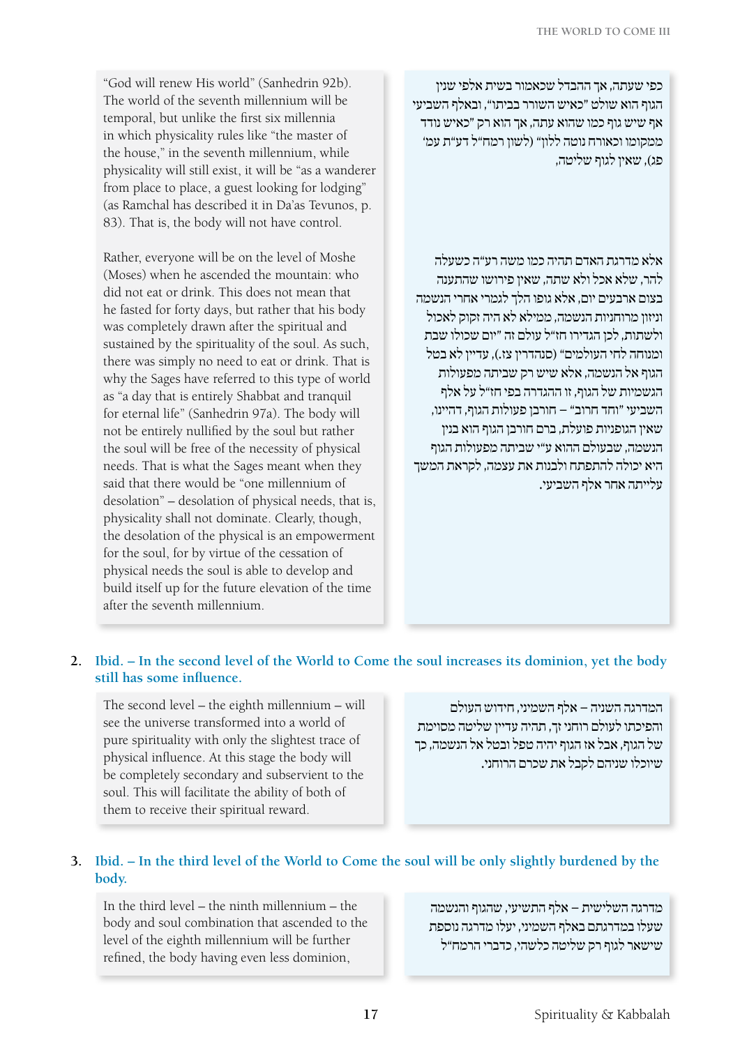"God will renew His world" (Sanhedrin 92b). The world of the seventh millennium will be temporal, but unlike the first six millennia in which physicality rules like "the master of the house," in the seventh millennium, while physicality will still exist, it will be "as a wanderer from place to place, a guest looking for lodging" (as Ramchal has described it in Da'as Tevunos, p. 83). That is, the body will not have control.

כפי שעתה, אך ההבדל שכאמור בשית אלפי שנין הגוף הוא שולט "כאיש השורר בביתו", ובאלף השביעי אף שיש גוף כמו שהוא עתה, אך הוא רק "כאיש נודד ממקומו וכאורח נוטה ללון" (לשון רמח"ל דע"ת עמ' פג), שאין לגוף שליטה,

Rather, everyone will be on the level of Moshe (Moses) when he ascended the mountain: who did not eat or drink. This does not mean that he fasted for forty days, but rather that his body was completely drawn after the spiritual and sustained by the spirituality of the soul. As such, there was simply no need to eat or drink. That is why the Sages have referred to this type of world as "a day that is entirely Shabbat and tranquil for eternal life" (Sanhedrin 97a). The body will not be entirely nullified by the soul but rather the soul will be free of the necessity of physical needs. That is what the Sages meant when they said that there would be "one millennium of desolation" – desolation of physical needs, that is, physicality shall not dominate. Clearly, though, the desolation of the physical is an empowerment for the soul, for by virtue of the cessation of physical needs the soul is able to develop and build itself up for the future elevation of the time after the seventh millennium.

אלא מדרגת האדם תהיה כמו משה רע"ה כשעלה להר, שלא אכל ולא שתה, שאין פירושו שהתענה בצום ארבעים יום, אלא גופו הלך לגמרי אחרי הנשמה וניזון מרוחניות הנשמה, ממילא לא היה זקוק לאכול ולשתות, לכן הגדירו חז"ל עולם זה "יום שכולו שבת ומנוחה לחי העולמים" (סנהדרין צז.), עדיין לא בטל הגוף אל הנשמה, אלא שיש רק שביתה מפעולות הגשמיות של הגוף, זו ההגדרה כפי חז"ל על אלף השביעי "וחד חרוב" – חורבן פעולות הגוף, דהיינו, שאין הגופניות פועלת, ברם חורבן הגוף הוא בנין הנשמה, שבעולם ההוא ע"י שביתה מפעולות הגוף היא יכולה להתפתח ולבנות את עצמה, לקראת המשך עלייתה אחר אלף השביעי.

2. **Ibid. – In the second level of the World to Come the soul increases its dominion, yet the body still has some influence.**

The second level – the eighth millennium – will see the universe transformed into a world of pure spirituality with only the slightest trace of physical influence. At this stage the body will be completely secondary and subservient to the soul. This will facilitate the ability of both of them to receive their spiritual reward.

המדרגה השניה – אלף השמיני, חידוש העולם והפיכתו לעולם רוחני זך, תהיה עדיין שליטה מסוימת של הגוף, אבל אז הגוף יהיה טפל ובטל אל הנשמה, כך שיוכלו שניהם לקבל את שכרם הרוחני.

3. **Ibid. – In the third level of the World to Come the soul will be only slightly burdened by the body.**

In the third level – the ninth millennium – the body and soul combination that ascended to the level of the eighth millennium will be further refined, the body having even less dominion,

מדרגה השלישית – אלף התשיעי, שהגוף והנשמה שעלו במדרגתם באלף השמיני, יעלו מדרגה נוספת שישאר לגוף רק שליטה כלשהי, כדברי הרמח"ל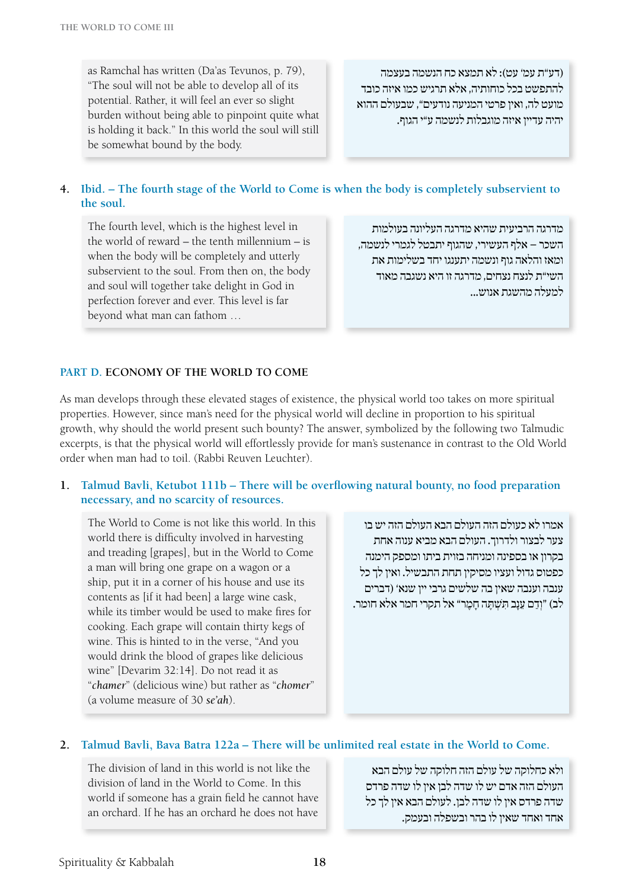as Ramchal has written (Da'as Tevunos, p. 79), "The soul will not be able to develop all of its potential. Rather, it will feel an ever so slight burden without being able to pinpoint quite what is holding it back." In this world the soul will still be somewhat bound by the body.

(דע"ת עמ' עט): לא תמצא כח הנשמה בעצמה להתפשט בכל כוחותיה, אלא תרגיש כמו איזה כובד מועט לה, ואין פרטי המניעה נודעים", שבעולם ההוא יהיה עדיין איזה מוגבלות לנשמה ע"י הגוף.

### 4. Ibid. – The fourth stage of the World to Come is when the body is completely subservient to the soul.

The fourth level, which is the highest level in the world of reward – the tenth millennium – is when the body will be completely and utterly subservient to the soul. From then on, the body and soul will together take delight in God in perfection forever and ever. This level is far beyond what man can fathom …

מדרגה הרביעית שהיא מדרגה העליונה בעולמות השכר – אלף העשירי, שהגוף יתבטל לגמרי לנשמה, ומאז והלאה גוף ונשמה יתענגו יחד בשלימות את השי"ת לנצח נצחים, מדרגה זו היא נשגבה מאוד למעלה מהשגת אנוש...

## PART D. ECONOMY OF THE WORLD TO COME

As man develops through these elevated stages of existence, the physical world too takes on more spiritual properties. However, since man's need for the physical world will decline in proportion to his spiritual growth, why should the world present such bounty? The answer, symbolized by the following two Talmudic excerpts, is that the physical world will effortlessly provide for man's sustenance in contrast to the Old World order when man had to toil. (Rabbi Reuven Leuchter).

### 1. Talmud Bavli, Ketubot 111b – There will be overflowing natural bounty, no food preparation necessary, and no scarcity of resources.

The World to Come is not like this world. In this world there is difficulty involved in harvesting and treading [grapes], but in the World to Come a man will bring one grape on a wagon or a ship, put it in a corner of his house and use its contents as [if it had been] a large wine cask, while its timber would be used to make fires for cooking. Each grape will contain thirty kegs of wine. This is hinted to in the verse, "And you would drink the blood of grapes like delicious wine" [Devarim 32:14]. Do not read it as "*chamer*" (delicious wine) but rather as "*chomer*" (a volume measure of 30 *se'ah*).

אמרו לא כעולם הזה העולם הבא העולם הזה יש בו צער לבצור ולדרוך. העולם הבא מביא ענוה אחת בקרון או בספינה ומניחה בזוית ביתו ומספק הימנה כפטוס גדול ועציו מסיקין תחת התבשיל. ואין לך כל ענבה וענבה שאין בה שלשים גרבי יין שנא' (דברים לב) "וְדַם עֵנָב תִּשְׁתֶּה חָמֶר" אל תקרי חמר אלא חומר.

### 2. Talmud Bavli, Bava Batra 122a – There will be unlimited real estate in the World to Come.

The division of land in this world is not like the division of land in the World to Come. In this world if someone has a grain field he cannot have an orchard. If he has an orchard he does not have

ולא כחלוקה של עולם הזה חלוקה של עולם הבא העולם הזה אדם יש לו שדה לבן אין לו שדה פרדס שדה פרדס אין לו שדה לבן. לעולם הבא אין לך כל אחד ואחד שאין לו בהר ובשפלה ובעמק.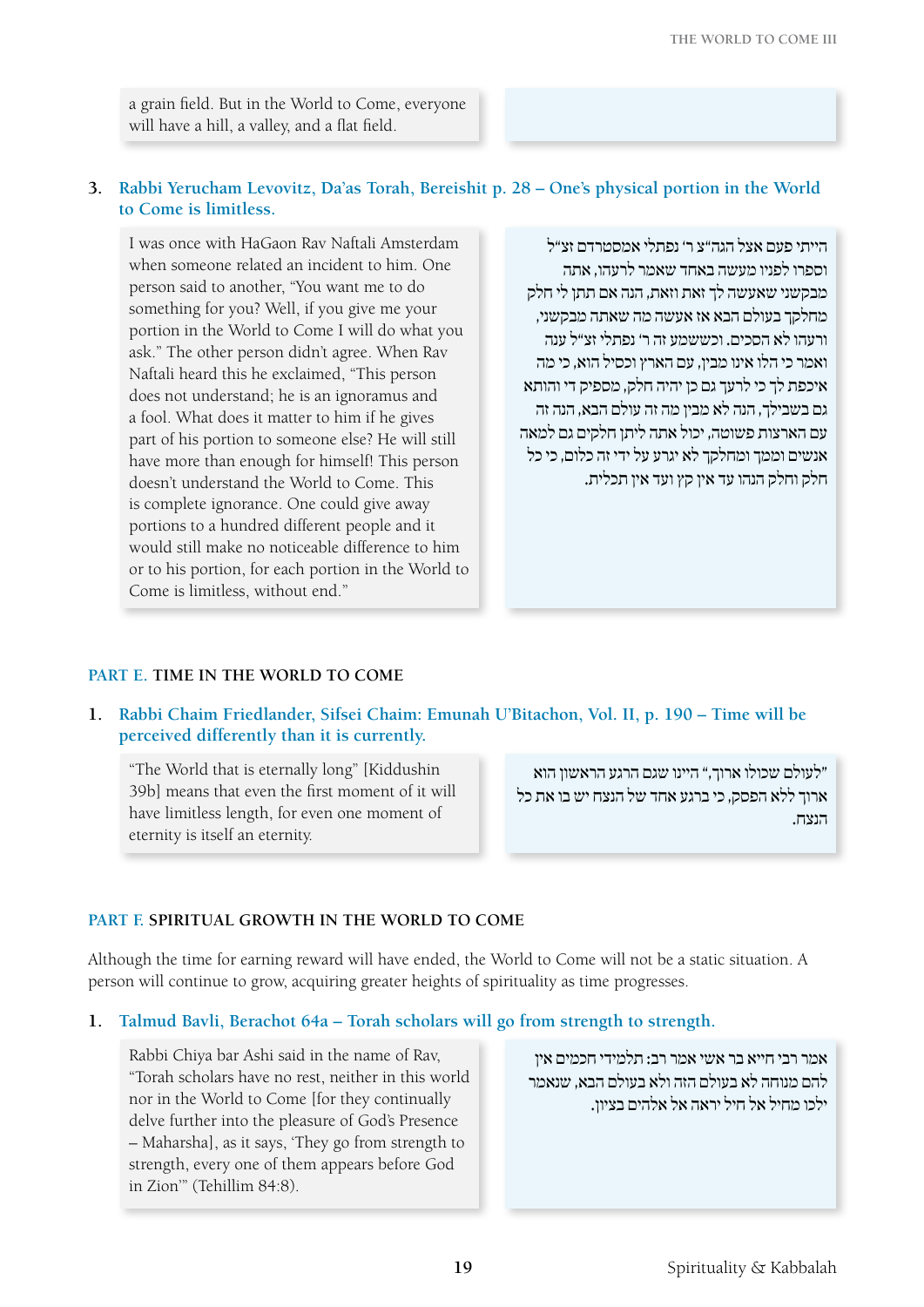a grain field. But in the World to Come, everyone will have a hill, a valley, and a flat field.

3. **Rabbi Yerucham Levovitz, Da'as Torah, Bereishit p. 28 – One's physical portion in the World to Come is limitless.**

I was once with HaGaon Rav Naftali Amsterdam when someone related an incident to him. One person said to another, "You want me to do something for you? Well, if you give me your portion in the World to Come I will do what you ask." The other person didn't agree. When Rav Naftali heard this he exclaimed, "This person does not understand; he is an ignoramus and a fool. What does it matter to him if he gives part of his portion to someone else? He will still have more than enough for himself! This person doesn't understand the World to Come. This is complete ignorance. One could give away portions to a hundred different people and it would still make no noticeable difference to him or to his portion, for each portion in the World to Come is limitless, without end."

הייתי פעם אצל הגה"צ ר' נפתלי אמסטרדם זצ"ל וספרו לפניו מעשה באחד שאמר לרעהו, אתה מבקשני שאעשה לך זאת וזאת, הנה אם תתן לי חלק מחלקך בעולם הבא אז אעשה מה שאתה מבקשני, ורעהו לא הסכים. וכששמע זה ר' נפתלי זצ"ל ענה ואמר כי הלז אינו מבין, עם הארץ וכסיל הוא, כי מה איכפת לך כי לרעך גם כן יהיה חלק, מספיק די והותר גם בשבילך, הנה לא מבין מה זה עולם הבא, הנה זה עם הארצות פשוטה, יכול אתה ליתן חלקים גם למאה אנשים וממך ומחלקך לא יגרע על ידי זה כלום, כי כל חלק וחלק הנהו עד אין קץ ועד אין תכלית.

## PART E. TIME IN THE WORLD TO COME

1. **Rabbi Chaim Friedlander, Sifsei Chaim: Emunah U'Bitachon, Vol. II, p. 190 – Time will be perceived differently than it is currently.**

"The World that is eternally long" [Kiddushin 39b] means that even the first moment of it will have limitless length, for even one moment of eternity is itself an eternity.

"לעולם שכולו ארוך," היינו שגם הרגע הראשון הוא ארוך ללא הפסק, כי ברגע אחד של הנצח יש בו את כל הנצח.

## PART F. SPIRITUAL GROWTH IN THE WORLD TO COME

Although the time for earning reward will have ended, the World to Come will not be a static situation. A person will continue to grow, acquiring greater heights of spirituality as time progresses.

1. **Talmud Bavli, Berachot 64a – Torah scholars will go from strength to strength.**

Rabbi Chiya bar Ashi said in the name of Rav, "Torah scholars have no rest, neither in this world nor in the World to Come [for they continually delve further into the pleasure of God's Presence – Maharsha], as it says, 'They go from strength to strength, every one of them appears before God in Zion'" (Tehillim 84:8).

אמר רבי חייא בר אשי אמר רב: תלמידי חכמים אין להם מנוחה לא בעולם הזה ולא בעולם הבא, שנאמר ילכו מחיל אל חיל יראה אל אלהים בציון.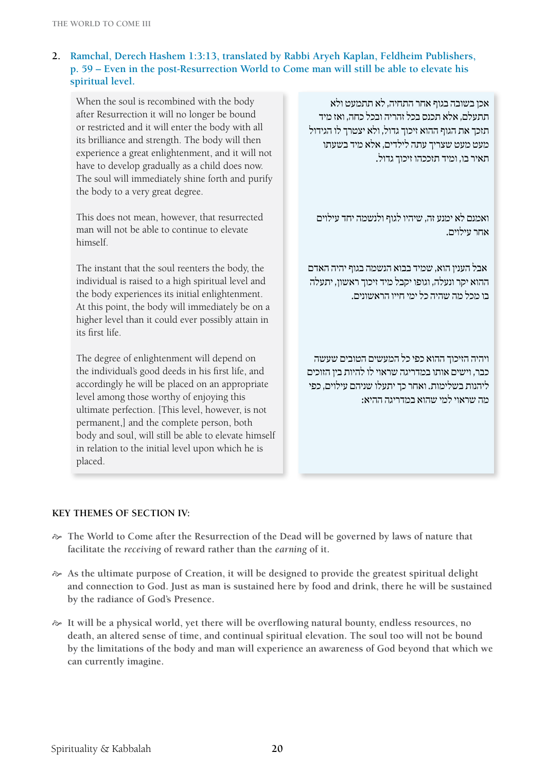**2. Ramchal, Derech Hashem 1:3:13, translated by Rabbi Aryeh Kaplan, Feldheim Publishers, p. 59 – Even in the post-Resurrection World to Come man will still be able to elevate his spiritual level.**

When the soul is recombined with the body after Resurrection it will no longer be bound or restricted and it will enter the body with all its brilliance and strength. The body will then experience a great enlightenment, and it will not have to develop gradually as a child does now. The soul will immediately shine forth and purify the body to a very great degree.

אכן בשובה בגוף אחר התחיה, לא תתמעט ולא תתעלם, אלא תכנס בכל זהריה ובכל כחה, ואז מיד תזכך את הגוף ההוא זיכוך גדול, ולא יצטרך לו הגידול מעט מעט שצריך עתה לילדים, אלא מיד בשעתו תאיר בו, ומיד תזככהו זיכוך גדול.

This does not mean, however, that resurrected man will not be able to continue to elevate himself.

ואמנם לא ימנע זה, שיהיו לגוף ולנשמה יחד עילוים אחר עילוים.

The instant that the soul reenters the body, the individual is raised to a high spiritual level and the body experiences its initial enlightenment. At this point, the body will immediately be on a higher level than it could ever possibly attain in its first life.

אבל הענין הוא, שמיד בבוא הנשמה בגוף יהיה האדם ההוא יקר ונעלה, וגופו יקבל מיד זיכוך ראשון, יתעלה בו מכל מה שהיה כל ימי חייו הראשונים.

The degree of enlightenment will depend on the individual's good deeds in his first life, and accordingly he will be placed on an appropriate level among those worthy of enjoying this ultimate perfection. [This level, however, is not permanent,] and the complete person, both body and soul, will still be able to elevate himself in relation to the initial level upon which he is placed.

ויהיה הזיכוך ההוא כפי כל המעשים הטובים שעשה כבר, וישים אותו במדריגה שראוי לו להיות בין הזוכים ליהנות בשלימות. ואחר כך יתעלו שניהם עילוים, כפי מה שראוי למי שהוא במדריגה ההיא:

## KEY THEMES OF SECTION IV:

- The World to Come after the Resurrection of the Dead will be governed by laws of nature that facilitate the *receiving* of reward rather than the *earning* of it.
- As the ultimate purpose of Creation, it will be designed to provide the greatest spiritual delight and connection to God. Just as man is sustained here by food and drink, there he will be sustained by the radiance of God's Presence.
- It will be a physical world, yet there will be overflowing natural bounty, endless resources, no death, an altered sense of time, and continual spiritual elevation. The soul too will not be bound by the limitations of the body and man will experience an awareness of God beyond that which we can currently imagine.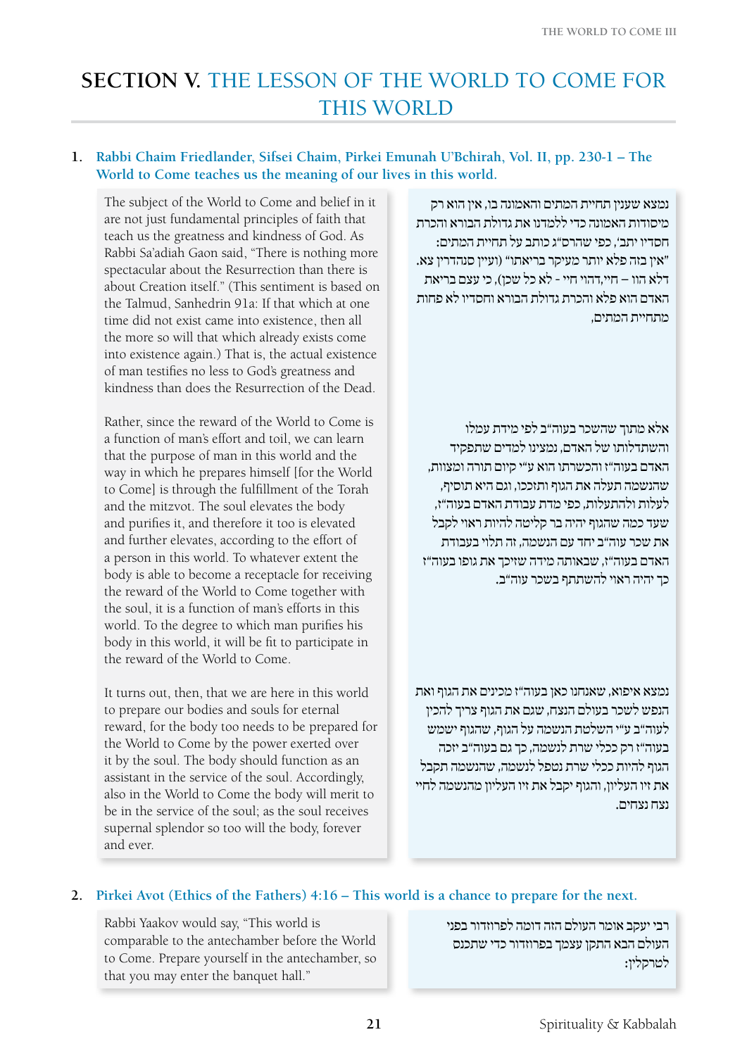# SECTION V. THE LESSON OF THE WORLD TO COME FOR THIS WORLD

**1. Rabbi Chaim Friedlander, Sifsei Chaim, Pirkei Emunah U'Bchirah, Vol. II, pp. 230-1 – The World to Come teaches us the meaning of our lives in this world.**

The subject of the World to Come and belief in it are not just fundamental principles of faith that teach us the greatness and kindness of God. As Rabbi Sa'adiah Gaon said, "There is nothing more spectacular about the Resurrection than there is about Creation itself." (This sentiment is based on the Talmud, Sanhedrin 91a: If that which at one time did not exist came into existence, then all the more so will that which already exists come into existence again.) That is, the actual existence of man testifies no less to God's greatness and kindness than does the Resurrection of the Dead.

Rather, since the reward of the World to Come is a function of man's effort and toil, we can learn that the purpose of man in this world and the way in which he prepares himself [for the World to Come] is through the fulfillment of the Torah and the mitzvot. The soul elevates the body and purifies it, and therefore it too is elevated and further elevates, according to the effort of a person in this world. To whatever extent the body is able to become a receptacle for receiving the reward of the World to Come together with the soul, it is a function of man's efforts in this world. To the degree to which man purifies his body in this world, it will be fit to participate in the reward of the World to Come.

It turns out, then, that we are here in this world to prepare our bodies and souls for eternal reward, for the body too needs to be prepared for the World to Come by the power exerted over it by the soul. The body should function as an assistant in the service of the soul. Accordingly, also in the World to Come the body will merit to be in the service of the soul; as the soul receives supernal splendor so too will the body, forever and ever.

נמצא שענין תחיית המתים והאמונה בו, אין הוא רק מיסודות האמונה כדי ללמדנו את גדולת הבורא והכרת חסדיו יתב', כפי שהרס"ג כותב על תחיית המתים: "אין בזה פלא יותר מעיקר בריאתו" (ועיין סנהדרין צא. דלא הוו – חיי,דהוי חיי - לא כל שכן), כי עצם בריאת האדם הוא פלא והכרת גדולת הבורא וחסדיו לא פחות מתחיית המתים,

אלא מתוך שהשכר בעוה"ב לפי מידת עמלו והשתדלותו של האדם, נמצינו למדים שתפקיד האדם בעוה"ז והכשרתו הוא ע"י קיום תורה ומצוות, שהנשמה תעלה את הגוף ותזכהו, וגם היא תוסיף, לעלות ולהתעלות, כפי מדת עבודת האדם בעוה"ז, שעד כמה שהגוף יהיה בר קליטה להיות ראוי לקבל את שכר עוה"ב יחד עם הנשמה, זה תלוי בעבודת האדם בעוה"ז, שבאותה מידה שזיכך את גופו בעוה"ז כך יהיה ראוי להשתתף בשכר עוה"ב.

נמצא איפוא, שאנחנו כאן בעוה"ז מכינים את הגוף ואת הנפש לשכר בעולם הנצח, שגם את הגוף צריך להכין לעוה"ב ע"י השלטת הנשמה על הגוף, שהגוף ישמש בעוה"ז רק ככלי שרת לנשמה, כך גם בעוה"ב יזכה הגוף להיות ככלי שרת נטפל לנשמה, שהנשמה תקבל את זיו העליון, והגוף יקבל את זיו העליון מהנשמה לחיי נצח נצחים.

**2. Pirkei Avot (Ethics of the Fathers) 4:16 – This world is a chance to prepare for the next.**

Rabbi Yaakov would say, "This world is comparable to the antechamber before the World to Come. Prepare yourself in the antechamber, so that you may enter the banquet hall."

רבי יעקב אומר העולם הזה דומה לפרוזדור בפני העולם הבא התקן עצמך בפרוזדור כדי שתכנס לטרקלין: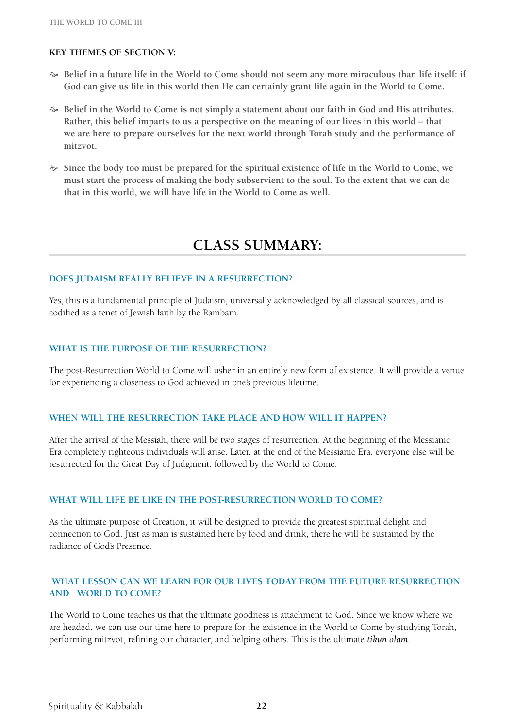**KEY THEMES OF SECTION V:**

- **Belief in a future life in the World to Come should not seem any more miraculous than life itself: if God can give us life in this world then He can certainly grant life again in the World to Come.**
- **Belief in the World to Come is not simply a statement about our faith in God and His attributes. Rather, this belief imparts to us a perspective on the meaning of our lives in this world – that we are here to prepare ourselves for the next world through Torah study and the performance of mitzvot.**
- **Since the body too must be prepared for the spiritual existence of life in the World to Come, we must start the process of making the body subservient to the soul. To the extent that we can do that in this world, we will have life in the World to Come as well.**

# CLASS SUMMARY:

### DOES JUDAISM REALLY BELIEVE IN A RESURRECTION?

Yes, this is a fundamental principle of Judaism, universally acknowledged by all classical sources, and is codified as a tenet of Jewish faith by the Rambam.

### WHAT IS THE PURPOSE OF THE RESURRECTION?

The post-Resurrection World to Come will usher in an entirely new form of existence. It will provide a venue for experiencing a closeness to God achieved in one's previous lifetime.

### WHEN WILL THE RESURRECTION TAKE PLACE AND HOW WILL IT HAPPEN?

After the arrival of the Messiah, there will be two stages of resurrection. At the beginning of the Messianic Era completely righteous individuals will arise. Later, at the end of the Messianic Era, everyone else will be resurrected for the Great Day of Judgment, followed by the World to Come.

### WHAT WILL LIFE BE LIKE IN THE POST-RESURRECTION WORLD TO COME?

As the ultimate purpose of Creation, it will be designed to provide the greatest spiritual delight and connection to God. Just as man is sustained here by food and drink, there he will be sustained by the radiance of God's Presence.

### WHAT LESSON CAN WE LEARN FOR OUR LIVES TODAY FROM THE FUTURE RESURRECTION AND WORLD TO COME?

The World to Come teaches us that the ultimate goodness is attachment to God. Since we know where we are headed, we can use our time here to prepare for the existence in the World to Come by studying Torah, performing mitzvot, refining our character, and helping others. This is the ultimate ***tikun olam***.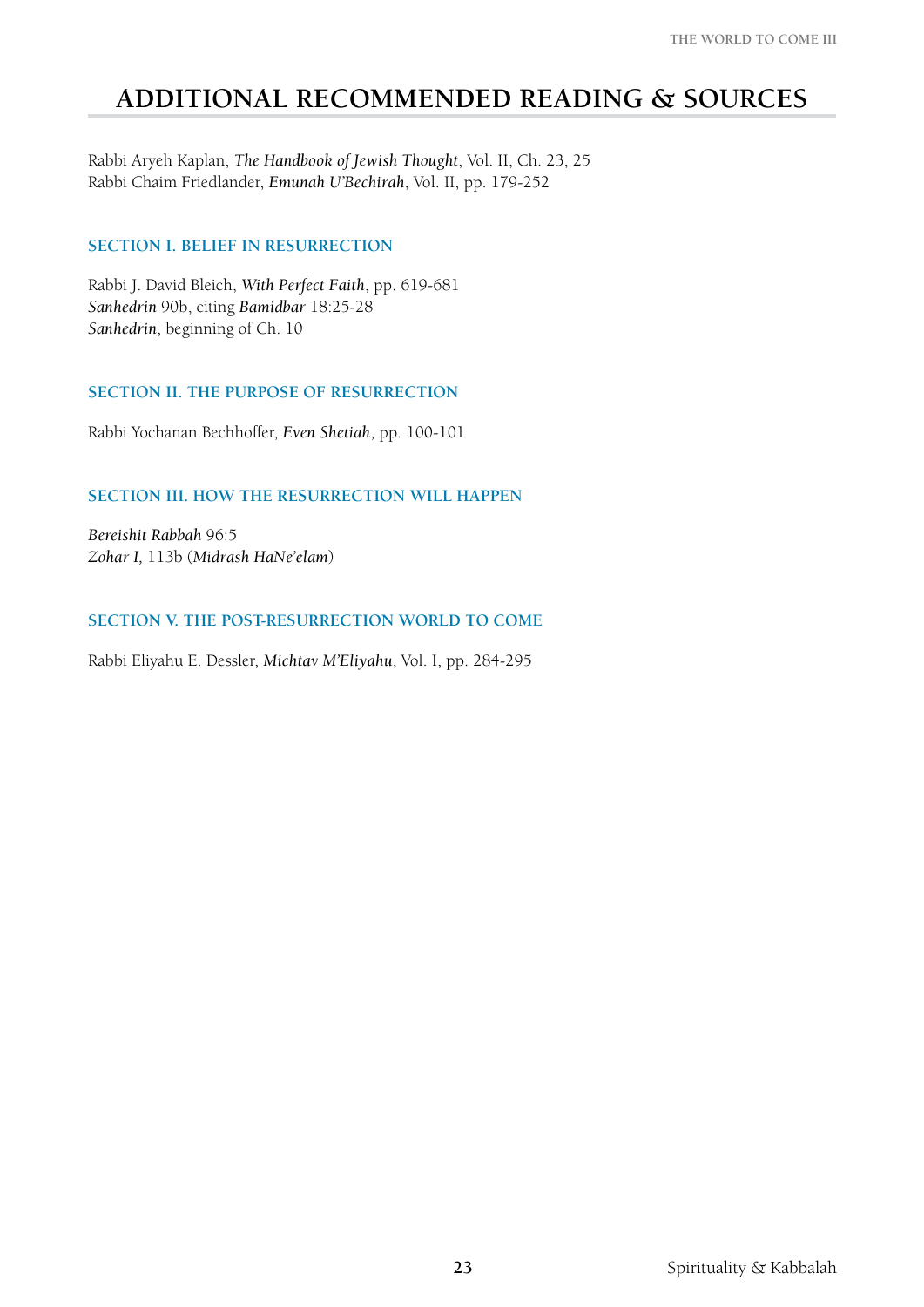# ADDITIONAL RECOMMENDED READING & SOURCES

Rabbi Aryeh Kaplan, *The Handbook of Jewish Thought*, Vol. II, Ch. 23, 25
Rabbi Chaim Friedlander, *Emunah U'Bechirah*, Vol. II, pp. 179-252

## SECTION I. BELIEF IN RESURRECTION

Rabbi J. David Bleich, *With Perfect Faith*, pp. 619-681
*Sanhedrin* 90b, citing *Bamidbar* 18:25-28
*Sanhedrin*, beginning of Ch. 10

## SECTION II. THE PURPOSE OF RESURRECTION

Rabbi Yochanan Bechhoffer, *Even Shetiah*, pp. 100-101

## SECTION III. HOW THE RESURRECTION WILL HAPPEN

*Bereishit Rabbah* 96:5
*Zohar I,* 113b (*Midrash HaNe'elam*)

## SECTION V. THE POST-RESURRECTION WORLD TO COME

Rabbi Eliyahu E. Dessler, *Michtav M'Eliyahu*, Vol. I, pp. 284-295